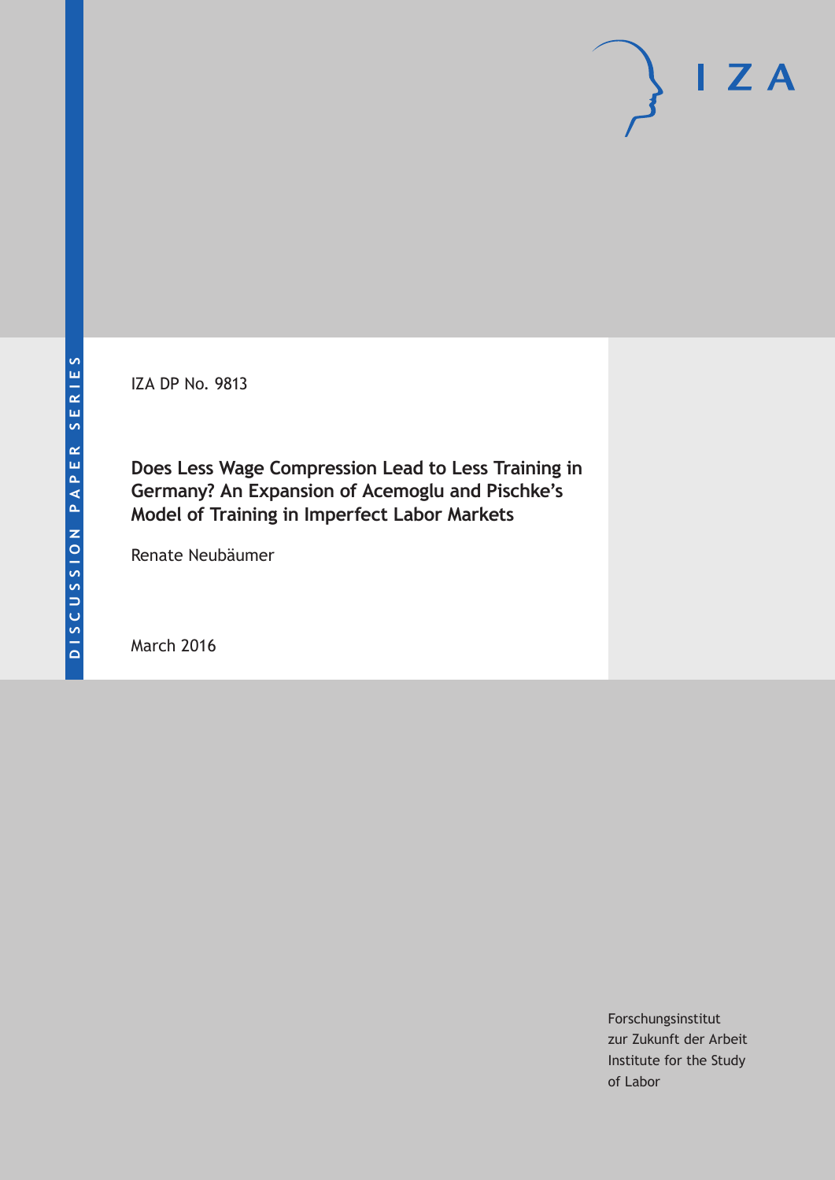DISCUSSION PAPER SERIES

IZA DP No. 9813

# Does Less Wage Compression Lead to Less Training in Germany? An Expansion of Acemoglu and Pischke's Model of Training in Imperfect Labor Markets

Renate Neubäumer

March 2016

Forschungsinstitut
zur Zukunft der Arbeit
Institute for the Study
of Labor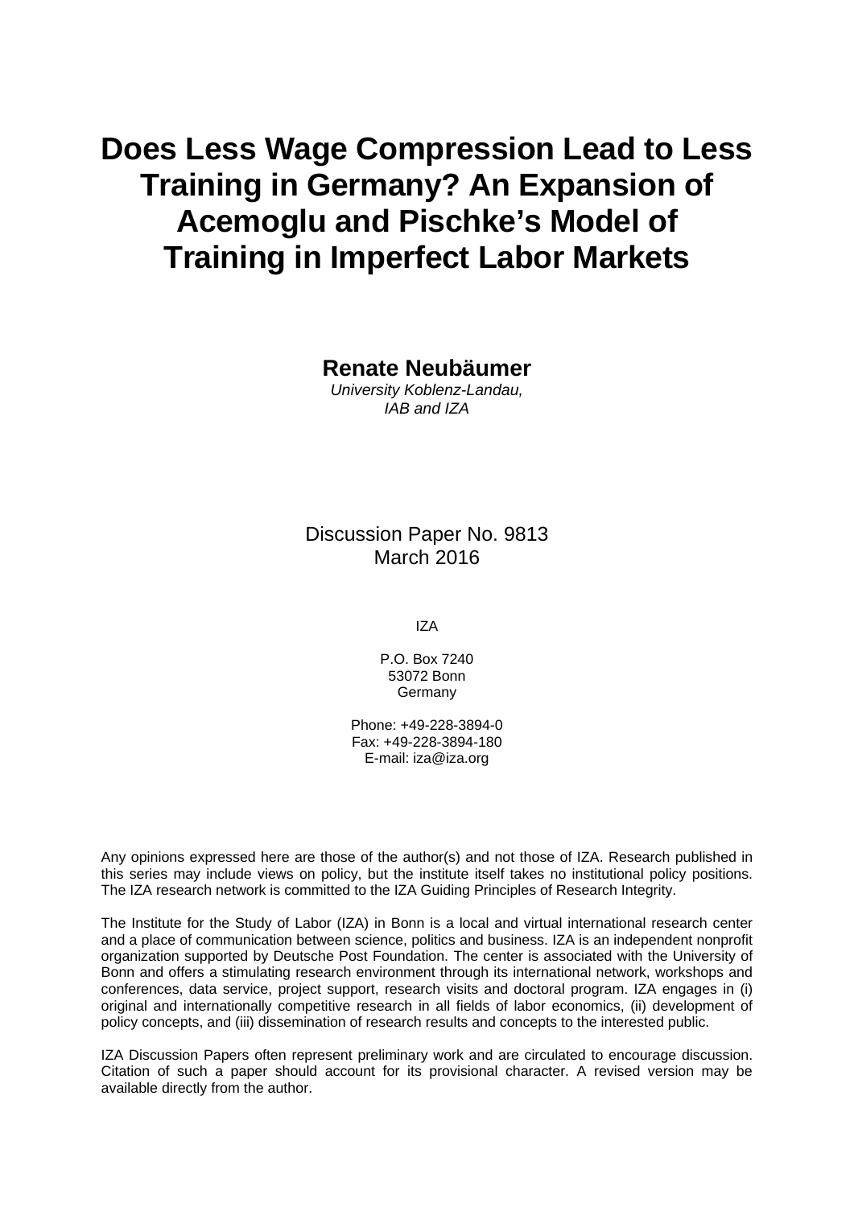# Does Less Wage Compression Lead to Less Training in Germany? An Expansion of Acemoglu and Pischke's Model of Training in Imperfect Labor Markets

**Renate Neubäumer**

*University Koblenz-Landau,*
*IAB and IZA*

Discussion Paper No. 9813
March 2016

IZA

P.O. Box 7240
53072 Bonn
Germany

Phone: +49-228-3894-0
Fax: +49-228-3894-180
E-mail: iza@iza.org

Any opinions expressed here are those of the author(s) and not those of IZA. Research published in this series may include views on policy, but the institute itself takes no institutional policy positions. The IZA research network is committed to the IZA Guiding Principles of Research Integrity.

The Institute for the Study of Labor (IZA) in Bonn is a local and virtual international research center and a place of communication between science, politics and business. IZA is an independent nonprofit organization supported by Deutsche Post Foundation. The center is associated with the University of Bonn and offers a stimulating research environment through its international network, workshops and conferences, data service, project support, research visits and doctoral program. IZA engages in (i) original and internationally competitive research in all fields of labor economics, (ii) development of policy concepts, and (iii) dissemination of research results and concepts to the interested public.

IZA Discussion Papers often represent preliminary work and are circulated to encourage discussion. Citation of such a paper should account for its provisional character. A revised version may be available directly from the author.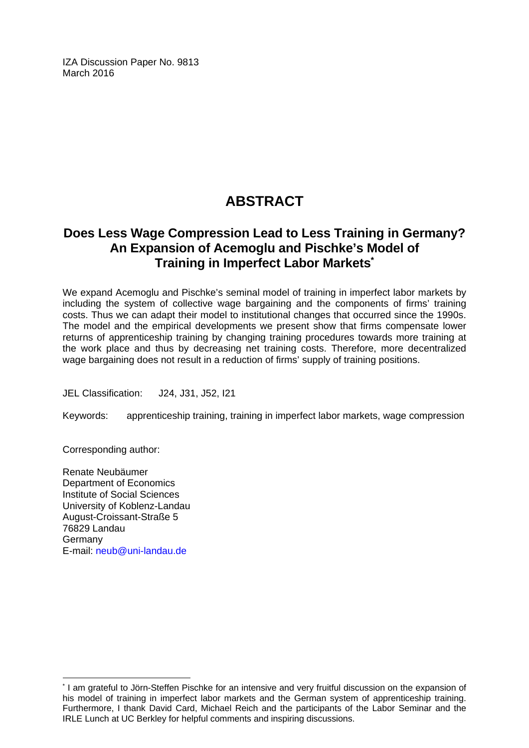IZA Discussion Paper No. 9813
March 2016

# ABSTRACT

## Does Less Wage Compression Lead to Less Training in Germany? An Expansion of Acemoglu and Pischke's Model of Training in Imperfect Labor Markets*

We expand Acemoglu and Pischke's seminal model of training in imperfect labor markets by including the system of collective wage bargaining and the components of firms' training costs. Thus we can adapt their model to institutional changes that occurred since the 1990s. The model and the empirical developments we present show that firms compensate lower returns of apprenticeship training by changing training procedures towards more training at the work place and thus by decreasing net training costs. Therefore, more decentralized wage bargaining does not result in a reduction of firms' supply of training positions.

JEL Classification: J24, J31, J52, I21

Keywords: apprenticeship training, training in imperfect labor markets, wage compression

Corresponding author:

Renate Neubäumer
Department of Economics
Institute of Social Sciences
University of Koblenz-Landau
August-Croissant-Straße 5
76829 Landau
Germany
E-mail: neub@uni-landau.de

---

* I am grateful to Jörn-Steffen Pischke for an intensive and very fruitful discussion on the expansion of his model of training in imperfect labor markets and the German system of apprenticeship training. Furthermore, I thank David Card, Michael Reich and the participants of the Labor Seminar and the IRLE Lunch at UC Berkley for helpful comments and inspiring discussions.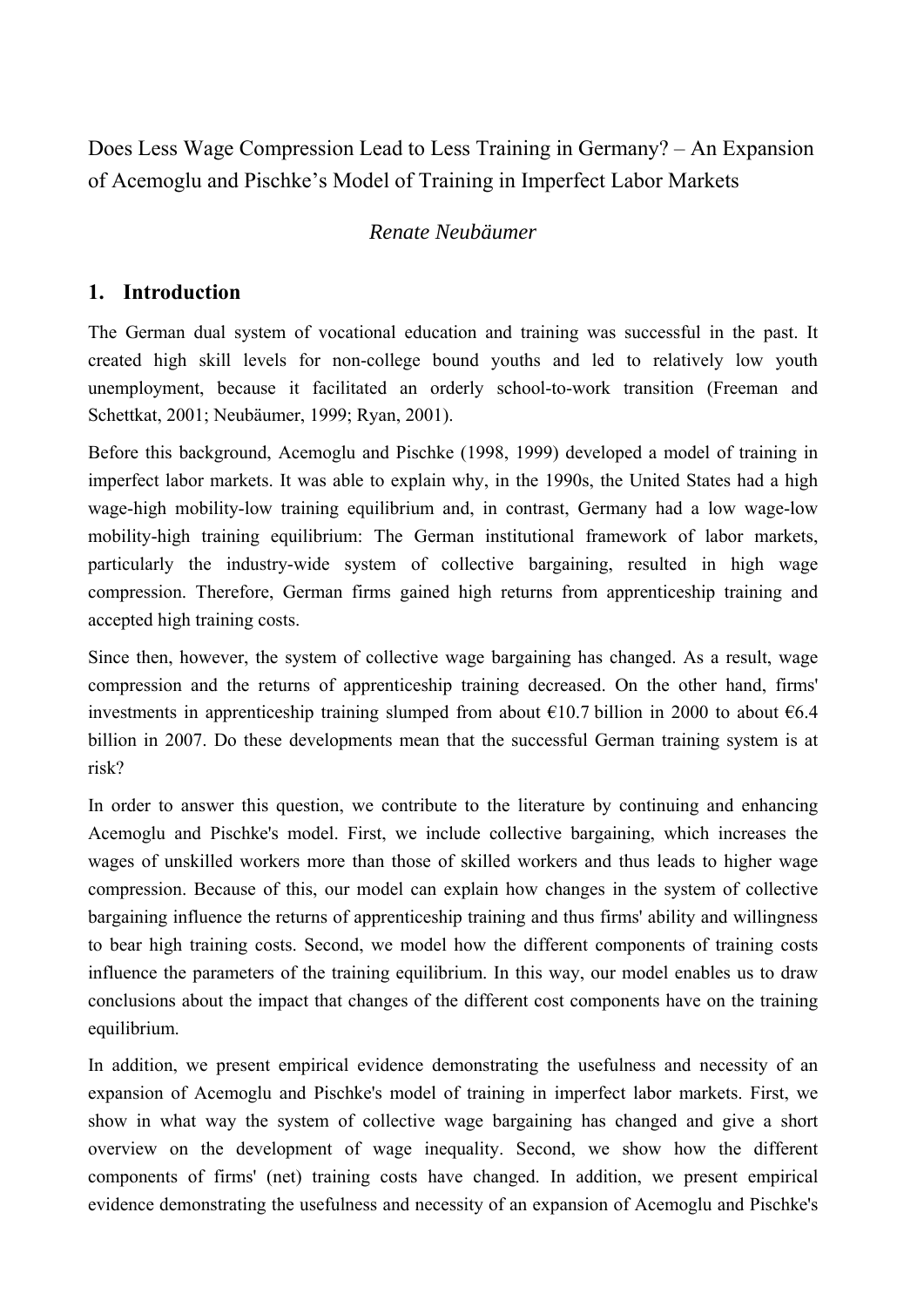Does Less Wage Compression Lead to Less Training in Germany? – An Expansion of Acemoglu and Pischke's Model of Training in Imperfect Labor Markets

*Renate Neubäumer*

## 1. Introduction

The German dual system of vocational education and training was successful in the past. It created high skill levels for non-college bound youths and led to relatively low youth unemployment, because it facilitated an orderly school-to-work transition (Freeman and Schettkat, 2001; Neubäumer, 1999; Ryan, 2001).

Before this background, Acemoglu and Pischke (1998, 1999) developed a model of training in imperfect labor markets. It was able to explain why, in the 1990s, the United States had a high wage-high mobility-low training equilibrium and, in contrast, Germany had a low wage-low mobility-high training equilibrium: The German institutional framework of labor markets, particularly the industry-wide system of collective bargaining, resulted in high wage compression. Therefore, German firms gained high returns from apprenticeship training and accepted high training costs.

Since then, however, the system of collective wage bargaining has changed. As a result, wage compression and the returns of apprenticeship training decreased. On the other hand, firms' investments in apprenticeship training slumped from about €10.7 billion in 2000 to about €6.4 billion in 2007. Do these developments mean that the successful German training system is at risk?

In order to answer this question, we contribute to the literature by continuing and enhancing Acemoglu and Pischke's model. First, we include collective bargaining, which increases the wages of unskilled workers more than those of skilled workers and thus leads to higher wage compression. Because of this, our model can explain how changes in the system of collective bargaining influence the returns of apprenticeship training and thus firms' ability and willingness to bear high training costs. Second, we model how the different components of training costs influence the parameters of the training equilibrium. In this way, our model enables us to draw conclusions about the impact that changes of the different cost components have on the training equilibrium.

In addition, we present empirical evidence demonstrating the usefulness and necessity of an expansion of Acemoglu and Pischke's model of training in imperfect labor markets. First, we show in what way the system of collective wage bargaining has changed and give a short overview on the development of wage inequality. Second, we show how the different components of firms' (net) training costs have changed. In addition, we present empirical evidence demonstrating the usefulness and necessity of an expansion of Acemoglu and Pischke's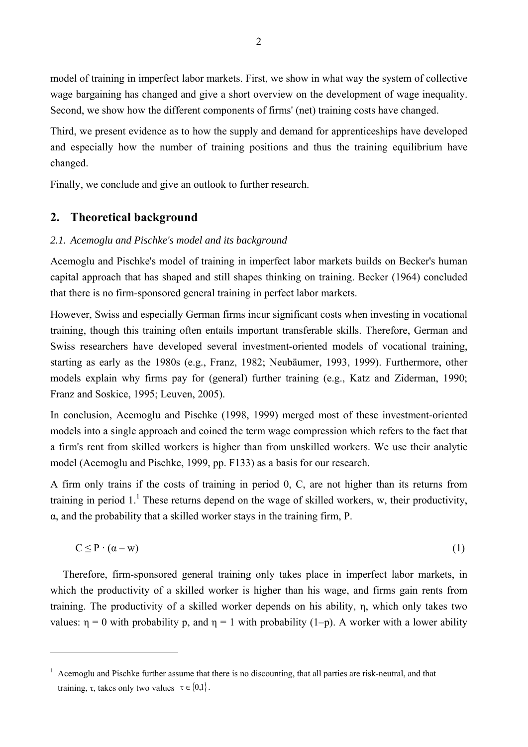model of training in imperfect labor markets. First, we show in what way the system of collective wage bargaining has changed and give a short overview on the development of wage inequality. Second, we show how the different components of firms' (net) training costs have changed.

Third, we present evidence as to how the supply and demand for apprenticeships have developed and especially how the number of training positions and thus the training equilibrium have changed.

Finally, we conclude and give an outlook to further research.

## 2. Theoretical background

### *2.1. Acemoglu and Pischke's model and its background*

Acemoglu and Pischke's model of training in imperfect labor markets builds on Becker's human capital approach that has shaped and still shapes thinking on training. Becker (1964) concluded that there is no firm-sponsored general training in perfect labor markets.

However, Swiss and especially German firms incur significant costs when investing in vocational training, though this training often entails important transferable skills. Therefore, German and Swiss researchers have developed several investment-oriented models of vocational training, starting as early as the 1980s (e.g., Franz, 1982; Neubäumer, 1993, 1999). Furthermore, other models explain why firms pay for (general) further training (e.g., Katz and Ziderman, 1990; Franz and Soskice, 1995; Leuven, 2005).

In conclusion, Acemoglu and Pischke (1998, 1999) merged most of these investment-oriented models into a single approach and coined the term wage compression which refers to the fact that a firm's rent from skilled workers is higher than from unskilled workers. We use their analytic model (Acemoglu and Pischke, 1999, pp. F133) as a basis for our research.

A firm only trains if the costs of training in period 0, C, are not higher than its returns from training in period 1.[1] These returns depend on the wage of skilled workers, w, their productivity, α, and the probability that a skilled worker stays in the training firm, P.

$$C \leq P \cdot (\alpha - w) \tag{1}$$

Therefore, firm-sponsored general training only takes place in imperfect labor markets, in which the productivity of a skilled worker is higher than his wage, and firms gain rents from training. The productivity of a skilled worker depends on his ability, η, which only takes two values: $\eta = 0$ with probability p, and $\eta = 1$ with probability $(1–p)$. A worker with a lower ability

---

[1] Acemoglu and Pischke further assume that there is no discounting, that all parties are risk-neutral, and that training, τ, takes only two values $\tau \in \{0,1\}$.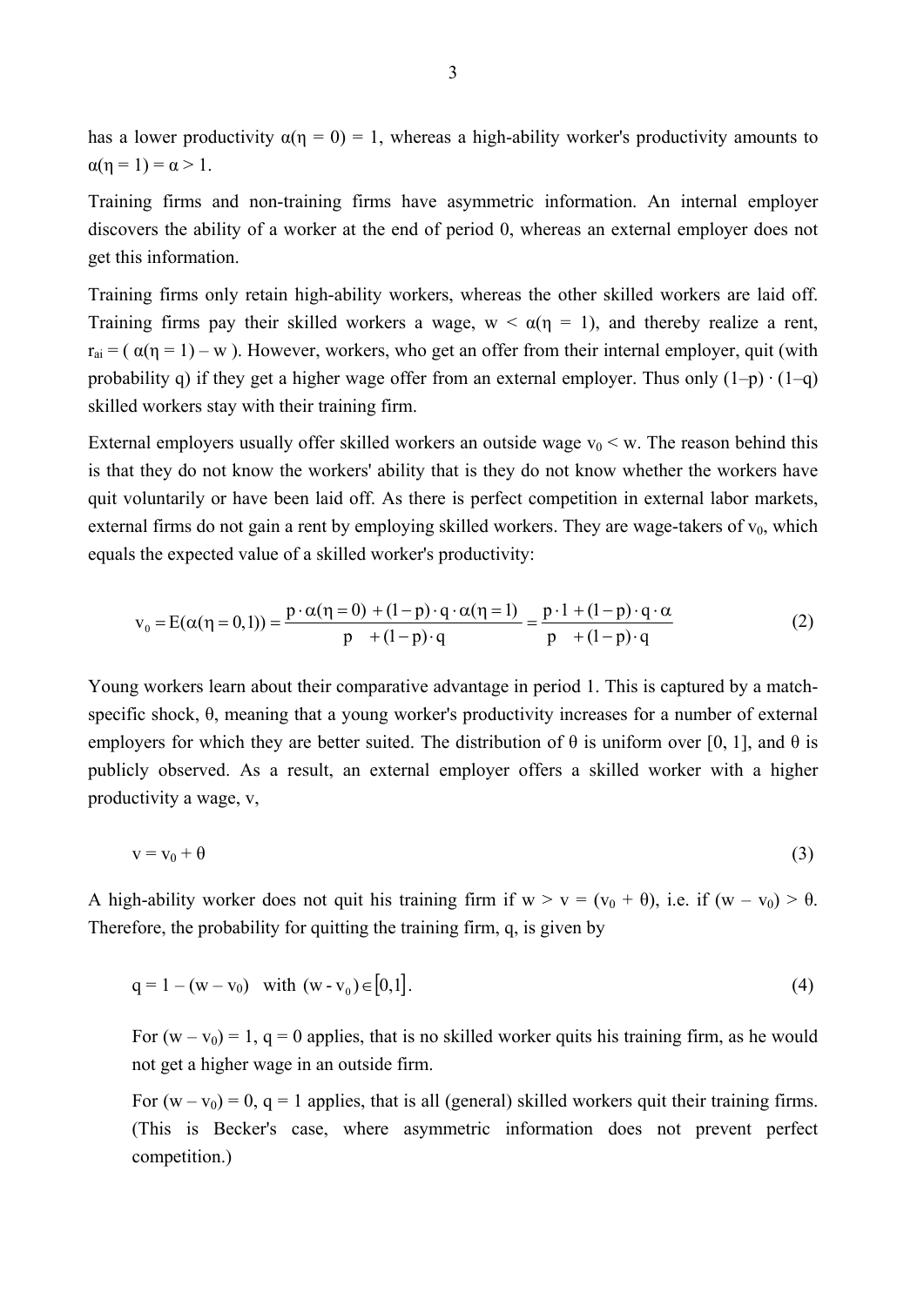has a lower productivity $\alpha(\eta = 0) = 1$, whereas a high-ability worker's productivity amounts to $\alpha(\eta = 1) = \alpha > 1$.

Training firms and non-training firms have asymmetric information. An internal employer discovers the ability of a worker at the end of period 0, whereas an external employer does not get this information.

Training firms only retain high-ability workers, whereas the other skilled workers are laid off. Training firms pay their skilled workers a wage, $w < \alpha(\eta = 1)$, and thereby realize a rent, $r_{ai} = (\alpha(\eta = 1) - w)$. However, workers, who get an offer from their internal employer, quit (with probability q) if they get a higher wage offer from an external employer. Thus only $(1-p) \cdot (1-q)$ skilled workers stay with their training firm.

External employers usually offer skilled workers an outside wage $v_0 < w$. The reason behind this is that they do not know the workers' ability that is they do not know whether the workers have quit voluntarily or have been laid off. As there is perfect competition in external labor markets, external firms do not gain a rent by employing skilled workers. They are wage-takers of $v_0$, which equals the expected value of a skilled worker's productivity:

$$v_0 = E(\alpha(\eta = 0,1)) = \frac{p \cdot \alpha(\eta = 0) + (1-p) \cdot q \cdot \alpha(\eta = 1)}{p + (1-p) \cdot q} = \frac{p \cdot 1 + (1-p) \cdot q \cdot \alpha}{p + (1-p) \cdot q} \tag{2}$$

Young workers learn about their comparative advantage in period 1. This is captured by a match-specific shock, $\theta$, meaning that a young worker's productivity increases for a number of external employers for which they are better suited. The distribution of $\theta$ is uniform over [0, 1], and $\theta$ is publicly observed. As a result, an external employer offers a skilled worker with a higher productivity a wage, v,

$$v = v_0 + \theta \tag{3}$$

A high-ability worker does not quit his training firm if $w > v = (v_0 + \theta)$, i.e. if $(w - v_0) > \theta$. Therefore, the probability for quitting the training firm, q, is given by

$$q = 1 - (w - v_0) \quad \text{with } (w - v_0) \in [0,1]. \tag{4}$$

For $(w - v_0) = 1$, $q = 0$ applies, that is no skilled worker quits his training firm, as he would not get a higher wage in an outside firm.

For $(w - v_0) = 0$, $q = 1$ applies, that is all (general) skilled workers quit their training firms. (This is Becker's case, where asymmetric information does not prevent perfect competition.)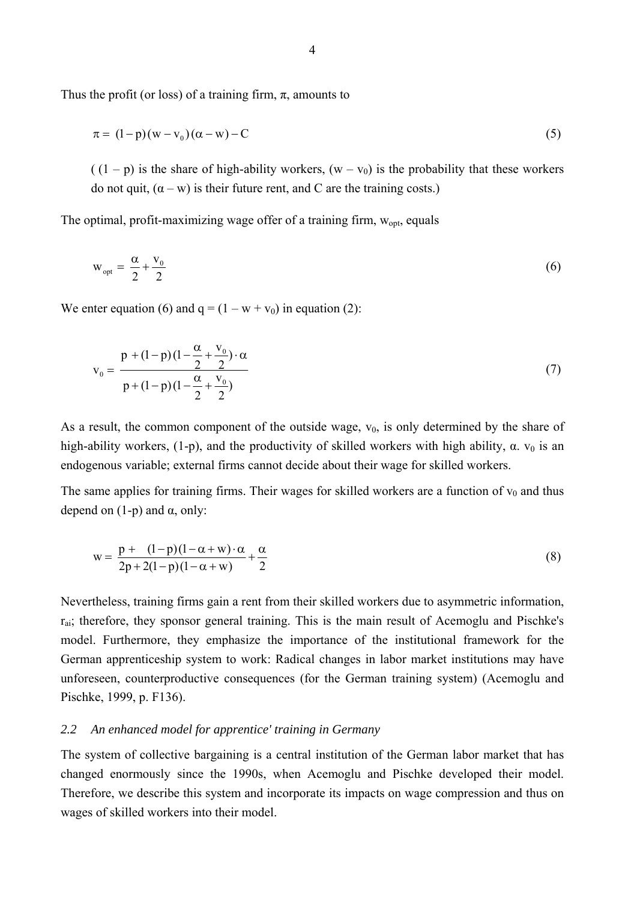Thus the profit (or loss) of a training firm, $\pi$, amounts to

$$\pi = (1-p)(w-v_0)(\alpha-w)-C \tag{5}$$

( $(1-p)$ is the share of high-ability workers, $(w-v_0)$ is the probability that these workers do not quit, $(\alpha-w)$ is their future rent, and C are the training costs.)

The optimal, profit-maximizing wage offer of a training firm, $w_{opt}$, equals

$$w_{opt} = \frac{\alpha}{2} + \frac{v_0}{2} \tag{6}$$

We enter equation (6) and $q = (1 - w + v_0)$ in equation (2):

$$v_0 = \frac{p + (1-p)(1-\frac{\alpha}{2}+\frac{v_0}{2})\cdot\alpha}{p+(1-p)(1-\frac{\alpha}{2}+\frac{v_0}{2})} \tag{7}$$

As a result, the common component of the outside wage, $v_0$, is only determined by the share of high-ability workers, (1-p), and the productivity of skilled workers with high ability, $\alpha$. $v_0$ is an endogenous variable; external firms cannot decide about their wage for skilled workers.

The same applies for training firms. Their wages for skilled workers are a function of $v_0$ and thus depend on (1-p) and $\alpha$, only:

$$w = \frac{p + (1-p)(1-\alpha+w)\cdot\alpha}{2p+2(1-p)(1-\alpha+w)} + \frac{\alpha}{2} \tag{8}$$

Nevertheless, training firms gain a rent from their skilled workers due to asymmetric information, $r_{ai}$; therefore, they sponsor general training. This is the main result of Acemoglu and Pischke's model. Furthermore, they emphasize the importance of the institutional framework for the German apprenticeship system to work: Radical changes in labor market institutions may have unforeseen, counterproductive consequences (for the German training system) (Acemoglu and Pischke, 1999, p. F136).

### *2.2 An enhanced model for apprentice' training in Germany*

The system of collective bargaining is a central institution of the German labor market that has changed enormously since the 1990s, when Acemoglu and Pischke developed their model. Therefore, we describe this system and incorporate its impacts on wage compression and thus on wages of skilled workers into their model.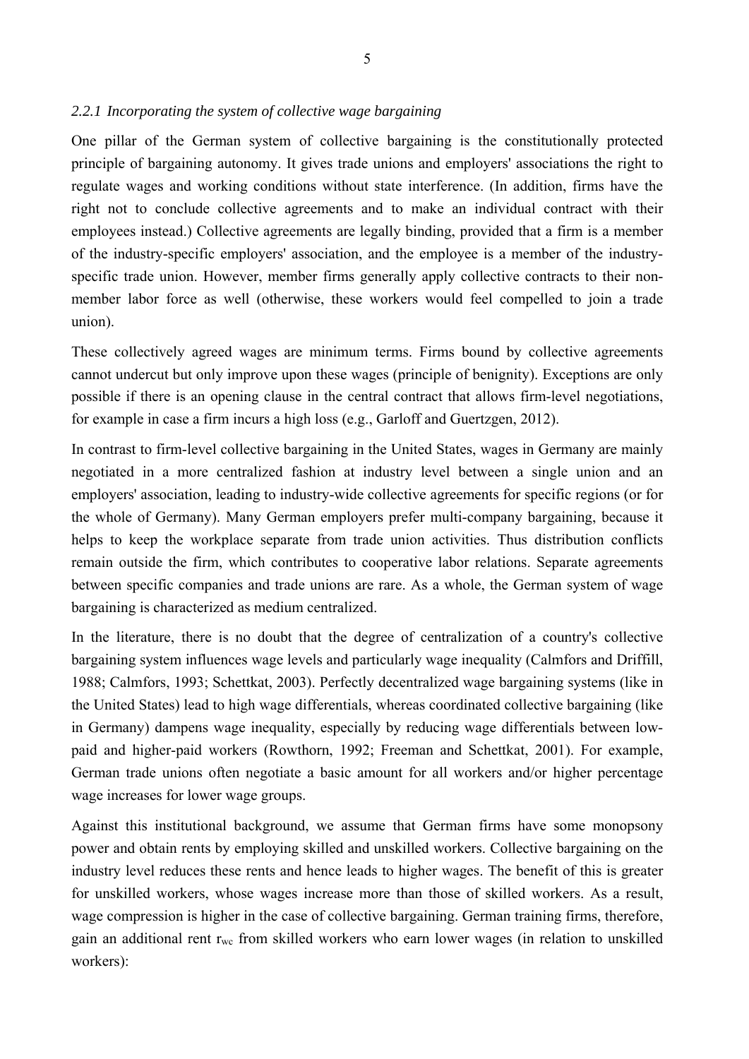### *2.2.1 Incorporating the system of collective wage bargaining*

One pillar of the German system of collective bargaining is the constitutionally protected principle of bargaining autonomy. It gives trade unions and employers' associations the right to regulate wages and working conditions without state interference. (In addition, firms have the right not to conclude collective agreements and to make an individual contract with their employees instead.) Collective agreements are legally binding, provided that a firm is a member of the industry-specific employers' association, and the employee is a member of the industry-specific trade union. However, member firms generally apply collective contracts to their non-member labor force as well (otherwise, these workers would feel compelled to join a trade union).

These collectively agreed wages are minimum terms. Firms bound by collective agreements cannot undercut but only improve upon these wages (principle of benignity). Exceptions are only possible if there is an opening clause in the central contract that allows firm-level negotiations, for example in case a firm incurs a high loss (e.g., Garloff and Guertzgen, 2012).

In contrast to firm-level collective bargaining in the United States, wages in Germany are mainly negotiated in a more centralized fashion at industry level between a single union and an employers' association, leading to industry-wide collective agreements for specific regions (or for the whole of Germany). Many German employers prefer multi-company bargaining, because it helps to keep the workplace separate from trade union activities. Thus distribution conflicts remain outside the firm, which contributes to cooperative labor relations. Separate agreements between specific companies and trade unions are rare. As a whole, the German system of wage bargaining is characterized as medium centralized.

In the literature, there is no doubt that the degree of centralization of a country's collective bargaining system influences wage levels and particularly wage inequality (Calmfors and Driffill, 1988; Calmfors, 1993; Schettkat, 2003). Perfectly decentralized wage bargaining systems (like in the United States) lead to high wage differentials, whereas coordinated collective bargaining (like in Germany) dampens wage inequality, especially by reducing wage differentials between low-paid and higher-paid workers (Rowthorn, 1992; Freeman and Schettkat, 2001). For example, German trade unions often negotiate a basic amount for all workers and/or higher percentage wage increases for lower wage groups.

Against this institutional background, we assume that German firms have some monopsony power and obtain rents by employing skilled and unskilled workers. Collective bargaining on the industry level reduces these rents and hence leads to higher wages. The benefit of this is greater for unskilled workers, whose wages increase more than those of skilled workers. As a result, wage compression is higher in the case of collective bargaining. German training firms, therefore, gain an additional rent $r_{wc}$ from skilled workers who earn lower wages (in relation to unskilled workers):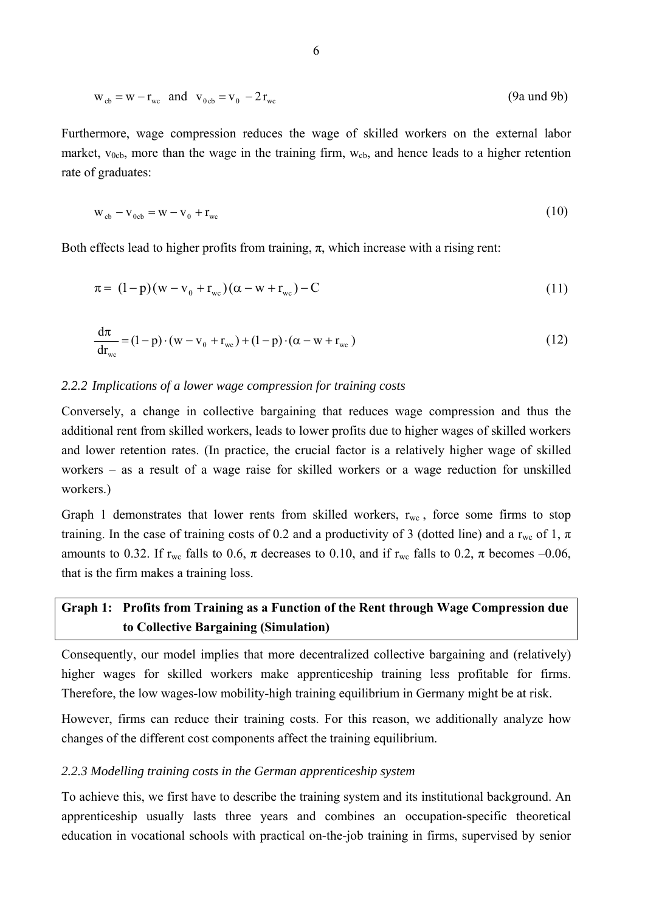$$w_{cb} = w - r_{wc} \quad \text{and} \quad v_{0cb} = v_0 - 2r_{wc} \tag{9a und 9b}$$

Furthermore, wage compression reduces the wage of skilled workers on the external labor market, $v_{0cb}$, more than the wage in the training firm, $w_{cb}$, and hence leads to a higher retention rate of graduates:

$$w_{cb} - v_{0cb} = w - v_0 + r_{wc} \tag{10}$$

Both effects lead to higher profits from training, $\pi$, which increase with a rising rent:

$$\pi = (1-p)(w - v_0 + r_{wc})(\alpha - w + r_{wc}) - C \tag{11}$$

$$\frac{d\pi}{dr_{wc}} = (1-p)\cdot(w - v_0 + r_{wc}) + (1-p)\cdot(\alpha - w + r_{wc}) \tag{12}$$

### *2.2.2 Implications of a lower wage compression for training costs*

Conversely, a change in collective bargaining that reduces wage compression and thus the additional rent from skilled workers, leads to lower profits due to higher wages of skilled workers and lower retention rates. (In practice, the crucial factor is a relatively higher wage of skilled workers – as a result of a wage raise for skilled workers or a wage reduction for unskilled workers.)

Graph 1 demonstrates that lower rents from skilled workers, $r_{wc}$, force some firms to stop training. In the case of training costs of 0.2 and a productivity of 3 (dotted line) and a $r_{wc}$ of 1, $\pi$ amounts to 0.32. If $r_{wc}$ falls to 0.6, $\pi$ decreases to 0.10, and if $r_{wc}$ falls to 0.2, $\pi$ becomes –0.06, that is the firm makes a training loss.

**Graph 1: Profits from Training as a Function of the Rent through Wage Compression due to Collective Bargaining (Simulation)**

Consequently, our model implies that more decentralized collective bargaining and (relatively) higher wages for skilled workers make apprenticeship training less profitable for firms. Therefore, the low wages-low mobility-high training equilibrium in Germany might be at risk.

However, firms can reduce their training costs. For this reason, we additionally analyze how changes of the different cost components affect the training equilibrium.

### *2.2.3 Modelling training costs in the German apprenticeship system*

To achieve this, we first have to describe the training system and its institutional background. An apprenticeship usually lasts three years and combines an occupation-specific theoretical education in vocational schools with practical on-the-job training in firms, supervised by senior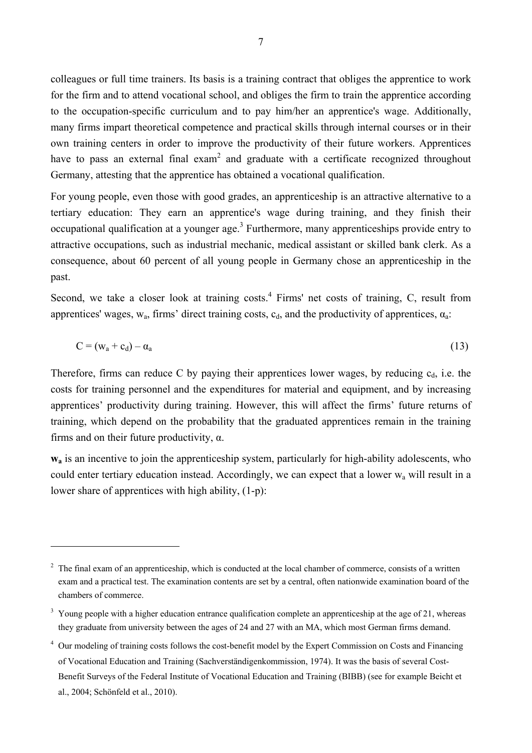colleagues or full time trainers. Its basis is a training contract that obliges the apprentice to work for the firm and to attend vocational school, and obliges the firm to train the apprentice according to the occupation-specific curriculum and to pay him/her an apprentice's wage. Additionally, many firms impart theoretical competence and practical skills through internal courses or in their own training centers in order to improve the productivity of their future workers. Apprentices have to pass an external final exam[2] and graduate with a certificate recognized throughout Germany, attesting that the apprentice has obtained a vocational qualification.

For young people, even those with good grades, an apprenticeship is an attractive alternative to a tertiary education: They earn an apprentice's wage during training, and they finish their occupational qualification at a younger age.[3] Furthermore, many apprenticeships provide entry to attractive occupations, such as industrial mechanic, medical assistant or skilled bank clerk. As a consequence, about 60 percent of all young people in Germany chose an apprenticeship in the past.

Second, we take a closer look at training costs.[4] Firms' net costs of training, C, result from apprentices' wages, $w_a$, firms' direct training costs, $c_d$, and the productivity of apprentices, $\alpha_a$:

$$C = (w_a + c_d) - \alpha_a \tag{13}$$

Therefore, firms can reduce C by paying their apprentices lower wages, by reducing $c_d$, i.e. the costs for training personnel and the expenditures for material and equipment, and by increasing apprentices' productivity during training. However, this will affect the firms' future returns of training, which depend on the probability that the graduated apprentices remain in the training firms and on their future productivity, $\alpha$.

$\mathbf{w_a}$ is an incentive to join the apprenticeship system, particularly for high-ability adolescents, who could enter tertiary education instead. Accordingly, we can expect that a lower $w_a$ will result in a lower share of apprentices with high ability, (1-p):

---

[2] The final exam of an apprenticeship, which is conducted at the local chamber of commerce, consists of a written exam and a practical test. The examination contents are set by a central, often nationwide examination board of the chambers of commerce.

[3] Young people with a higher education entrance qualification complete an apprenticeship at the age of 21, whereas they graduate from university between the ages of 24 and 27 with an MA, which most German firms demand.

[4] Our modeling of training costs follows the cost-benefit model by the Expert Commission on Costs and Financing of Vocational Education and Training (Sachverständigenkommission, 1974). It was the basis of several Cost-Benefit Surveys of the Federal Institute of Vocational Education and Training (BIBB) (see for example Beicht et al., 2004; Schönfeld et al., 2010).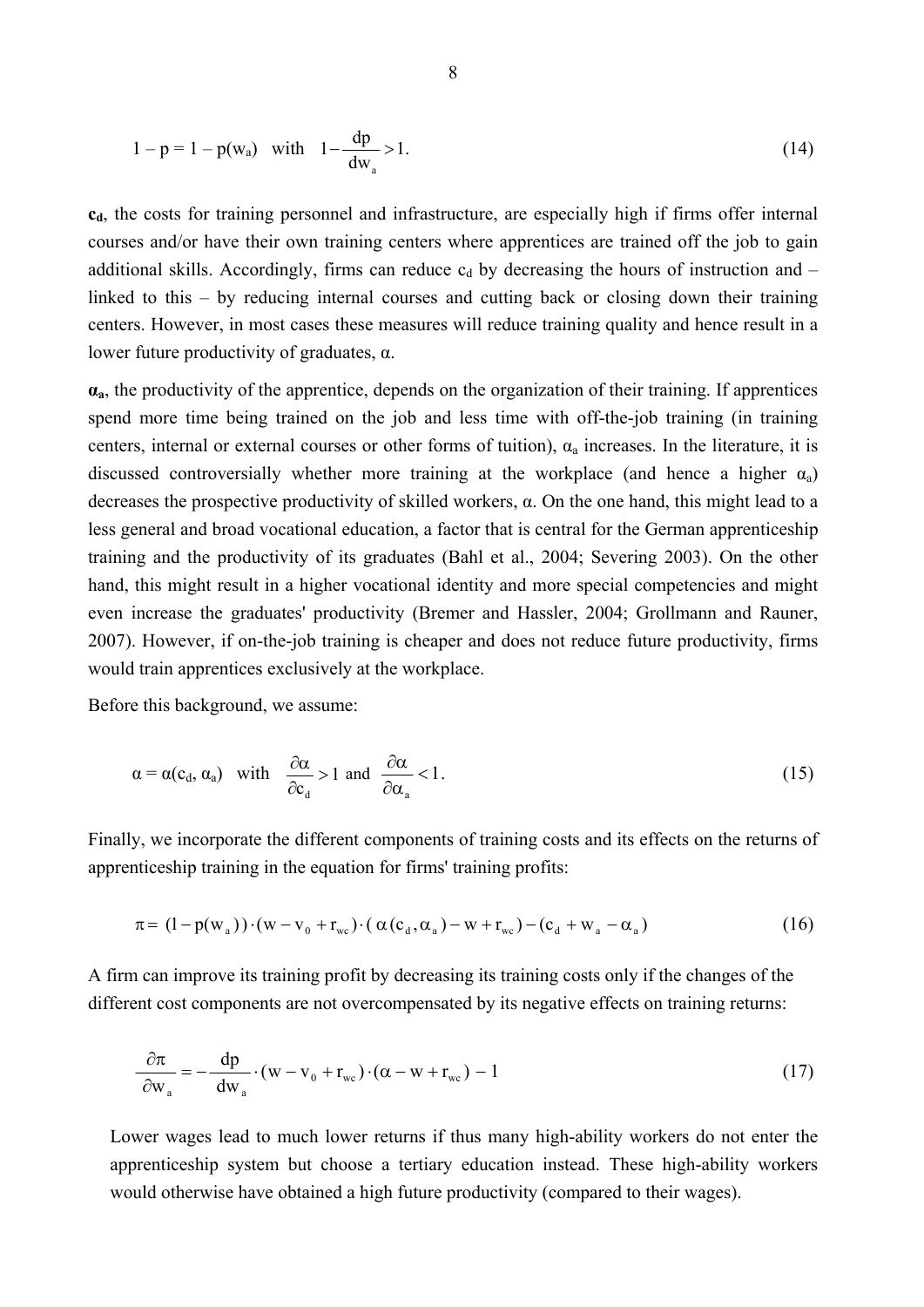$$1 - p = 1 - p(w_a) \quad \text{with} \quad 1 - \frac{dp}{dw_a} > 1. \tag{14}$$

**$c_d$**, the costs for training personnel and infrastructure, are especially high if firms offer internal courses and/or have their own training centers where apprentices are trained off the job to gain additional skills. Accordingly, firms can reduce $c_d$ by decreasing the hours of instruction and – linked to this – by reducing internal courses and cutting back or closing down their training centers. However, in most cases these measures will reduce training quality and hence result in a lower future productivity of graduates, α.

**$\alpha_a$**, the productivity of the apprentice, depends on the organization of their training. If apprentices spend more time being trained on the job and less time with off-the-job training (in training centers, internal or external courses or other forms of tuition), $\alpha_a$ increases. In the literature, it is discussed controversially whether more training at the workplace (and hence a higher $\alpha_a$) decreases the prospective productivity of skilled workers, α. On the one hand, this might lead to a less general and broad vocational education, a factor that is central for the German apprenticeship training and the productivity of its graduates (Bahl et al., 2004; Severing 2003). On the other hand, this might result in a higher vocational identity and more special competencies and might even increase the graduates' productivity (Bremer and Hassler, 2004; Grollmann and Rauner, 2007). However, if on-the-job training is cheaper and does not reduce future productivity, firms would train apprentices exclusively at the workplace.

Before this background, we assume:

$$\alpha = \alpha(c_d, \alpha_a) \quad \text{with} \quad \frac{\partial \alpha}{\partial c_d} > 1 \text{ and } \frac{\partial \alpha}{\partial \alpha_a} < 1. \tag{15}$$

Finally, we incorporate the different components of training costs and its effects on the returns of apprenticeship training in the equation for firms' training profits:

$$\pi = (1 - p(w_a)) \cdot (w - v_0 + r_{wc}) \cdot (\alpha(c_d, \alpha_a) - w + r_{wc}) - (c_d + w_a - \alpha_a) \tag{16}$$

A firm can improve its training profit by decreasing its training costs only if the changes of the different cost components are not overcompensated by its negative effects on training returns:

$$\frac{\partial \pi}{\partial w_a} = -\frac{dp}{dw_a} \cdot (w - v_0 + r_{wc}) \cdot (\alpha - w + r_{wc}) - 1 \tag{17}$$

Lower wages lead to much lower returns if thus many high-ability workers do not enter the apprenticeship system but choose a tertiary education instead. These high-ability workers would otherwise have obtained a high future productivity (compared to their wages).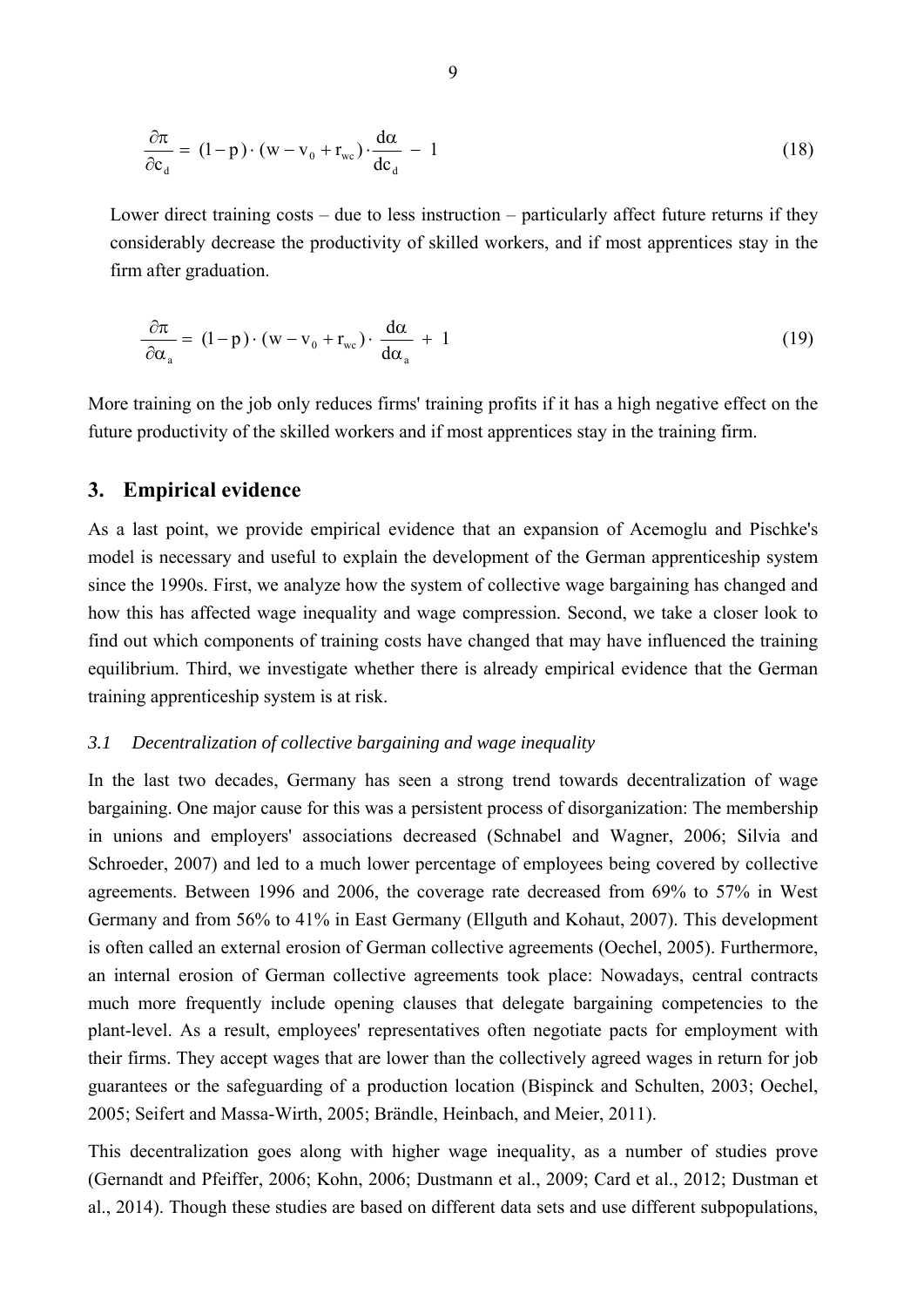$$\frac{\partial \pi}{\partial c_d} = (1-p) \cdot (w - v_0 + r_{wc}) \cdot \frac{d\alpha}{dc_d} - 1 \tag{18}$$

Lower direct training costs – due to less instruction – particularly affect future returns if they considerably decrease the productivity of skilled workers, and if most apprentices stay in the firm after graduation.

$$\frac{\partial \pi}{\partial \alpha_a} = (1-p) \cdot (w - v_0 + r_{wc}) \cdot \frac{d\alpha}{d\alpha_a} + 1 \tag{19}$$

More training on the job only reduces firms' training profits if it has a high negative effect on the future productivity of the skilled workers and if most apprentices stay in the training firm.

## 3. Empirical evidence

As a last point, we provide empirical evidence that an expansion of Acemoglu and Pischke's model is necessary and useful to explain the development of the German apprenticeship system since the 1990s. First, we analyze how the system of collective wage bargaining has changed and how this has affected wage inequality and wage compression. Second, we take a closer look to find out which components of training costs have changed that may have influenced the training equilibrium. Third, we investigate whether there is already empirical evidence that the German training apprenticeship system is at risk.

### *3.1 Decentralization of collective bargaining and wage inequality*

In the last two decades, Germany has seen a strong trend towards decentralization of wage bargaining. One major cause for this was a persistent process of disorganization: The membership in unions and employers' associations decreased (Schnabel and Wagner, 2006; Silvia and Schroeder, 2007) and led to a much lower percentage of employees being covered by collective agreements. Between 1996 and 2006, the coverage rate decreased from 69% to 57% in West Germany and from 56% to 41% in East Germany (Ellguth and Kohaut, 2007). This development is often called an external erosion of German collective agreements (Oechel, 2005). Furthermore, an internal erosion of German collective agreements took place: Nowadays, central contracts much more frequently include opening clauses that delegate bargaining competencies to the plant-level. As a result, employees' representatives often negotiate pacts for employment with their firms. They accept wages that are lower than the collectively agreed wages in return for job guarantees or the safeguarding of a production location (Bispinck and Schulten, 2003; Oechel, 2005; Seifert and Massa-Wirth, 2005; Brändle, Heinbach, and Meier, 2011).

This decentralization goes along with higher wage inequality, as a number of studies prove (Gernandt and Pfeiffer, 2006; Kohn, 2006; Dustmann et al., 2009; Card et al., 2012; Dustman et al., 2014). Though these studies are based on different data sets and use different subpopulations,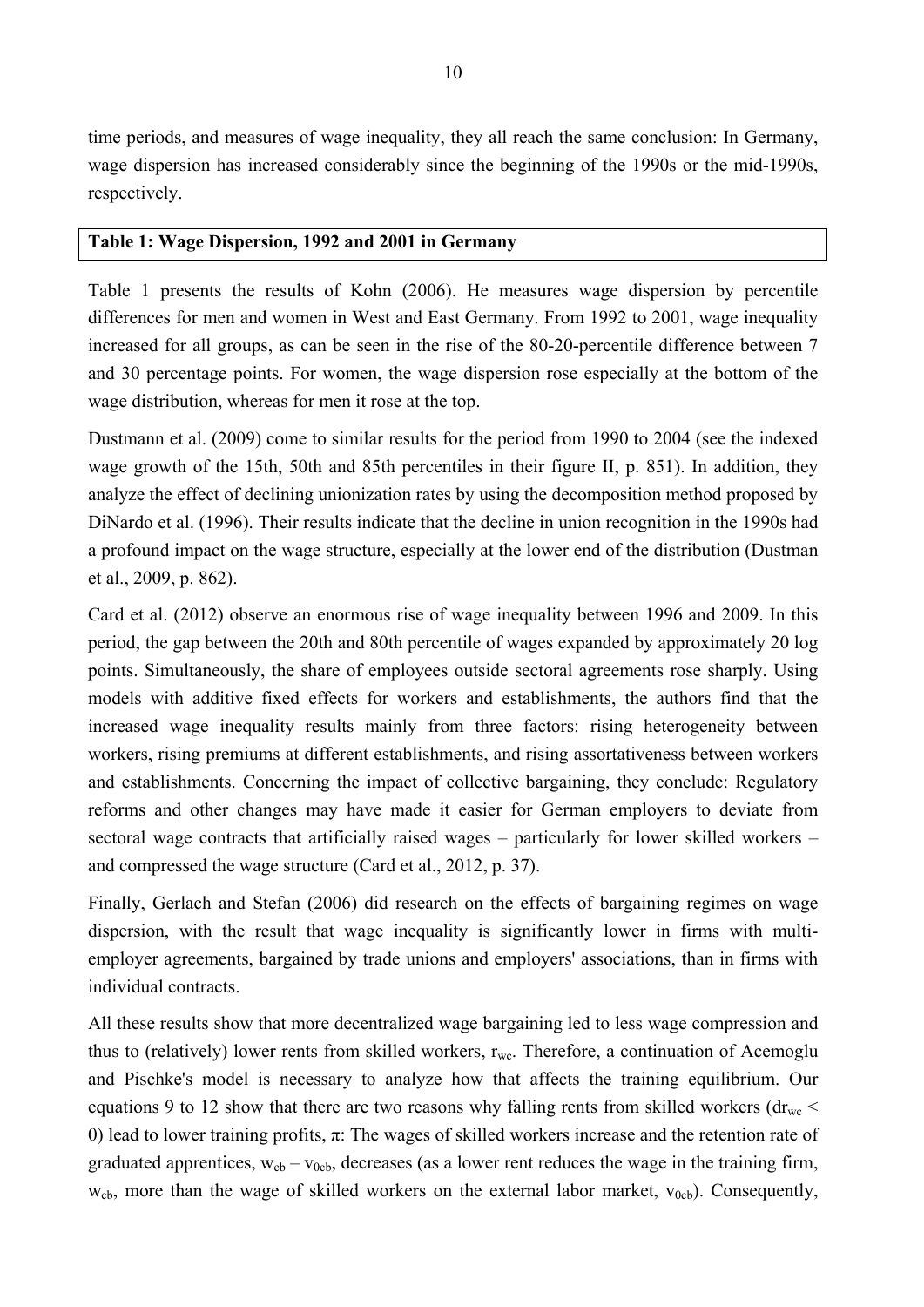time periods, and measures of wage inequality, they all reach the same conclusion: In Germany, wage dispersion has increased considerably since the beginning of the 1990s or the mid-1990s, respectively.

**Table 1: Wage Dispersion, 1992 and 2001 in Germany**

Table 1 presents the results of Kohn (2006). He measures wage dispersion by percentile differences for men and women in West and East Germany. From 1992 to 2001, wage inequality increased for all groups, as can be seen in the rise of the 80-20-percentile difference between 7 and 30 percentage points. For women, the wage dispersion rose especially at the bottom of the wage distribution, whereas for men it rose at the top.

Dustmann et al. (2009) come to similar results for the period from 1990 to 2004 (see the indexed wage growth of the 15th, 50th and 85th percentiles in their figure II, p. 851). In addition, they analyze the effect of declining unionization rates by using the decomposition method proposed by DiNardo et al. (1996). Their results indicate that the decline in union recognition in the 1990s had a profound impact on the wage structure, especially at the lower end of the distribution (Dustman et al., 2009, p. 862).

Card et al. (2012) observe an enormous rise of wage inequality between 1996 and 2009. In this period, the gap between the 20th and 80th percentile of wages expanded by approximately 20 log points. Simultaneously, the share of employees outside sectoral agreements rose sharply. Using models with additive fixed effects for workers and establishments, the authors find that the increased wage inequality results mainly from three factors: rising heterogeneity between workers, rising premiums at different establishments, and rising assortativeness between workers and establishments. Concerning the impact of collective bargaining, they conclude: Regulatory reforms and other changes may have made it easier for German employers to deviate from sectoral wage contracts that artificially raised wages – particularly for lower skilled workers – and compressed the wage structure (Card et al., 2012, p. 37).

Finally, Gerlach and Stefan (2006) did research on the effects of bargaining regimes on wage dispersion, with the result that wage inequality is significantly lower in firms with multi-employer agreements, bargained by trade unions and employers' associations, than in firms with individual contracts.

All these results show that more decentralized wage bargaining led to less wage compression and thus to (relatively) lower rents from skilled workers, $r_{wc}$. Therefore, a continuation of Acemoglu and Pischke's model is necessary to analyze how that affects the training equilibrium. Our equations 9 to 12 show that there are two reasons why falling rents from skilled workers ($dr_{wc} < 0$) lead to lower training profits, $\pi$: The wages of skilled workers increase and the retention rate of graduated apprentices, $w_{cb} - v_{0cb}$, decreases (as a lower rent reduces the wage in the training firm, $w_{cb}$, more than the wage of skilled workers on the external labor market, $v_{0cb}$). Consequently,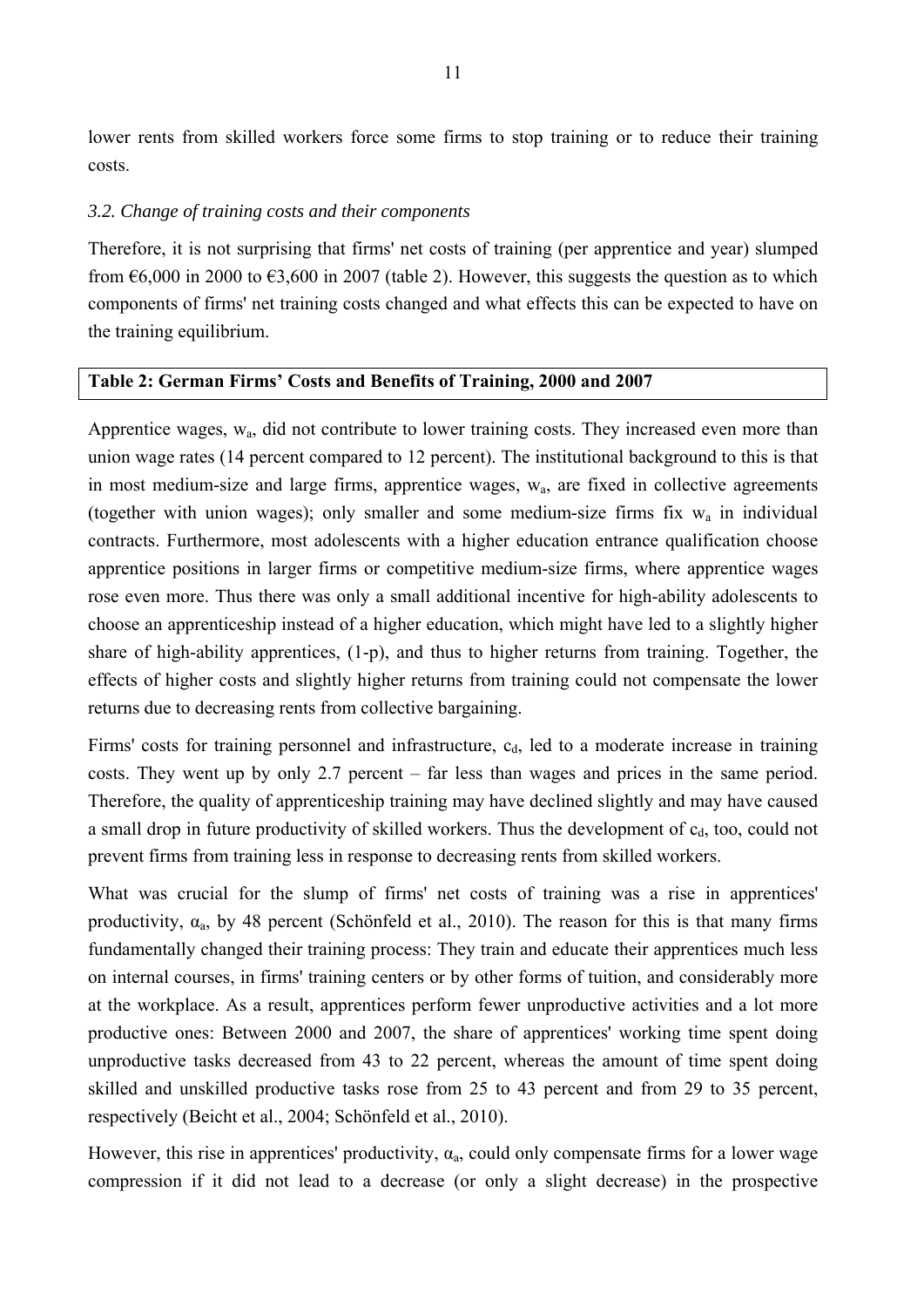lower rents from skilled workers force some firms to stop training or to reduce their training costs.

*3.2. Change of training costs and their components*

Therefore, it is not surprising that firms' net costs of training (per apprentice and year) slumped from €6,000 in 2000 to €3,600 in 2007 (table 2). However, this suggests the question as to which components of firms' net training costs changed and what effects this can be expected to have on the training equilibrium.

**Table 2: German Firms' Costs and Benefits of Training, 2000 and 2007**

Apprentice wages, $w_a$, did not contribute to lower training costs. They increased even more than union wage rates (14 percent compared to 12 percent). The institutional background to this is that in most medium-size and large firms, apprentice wages, $w_a$, are fixed in collective agreements (together with union wages); only smaller and some medium-size firms fix $w_a$ in individual contracts. Furthermore, most adolescents with a higher education entrance qualification choose apprentice positions in larger firms or competitive medium-size firms, where apprentice wages rose even more. Thus there was only a small additional incentive for high-ability adolescents to choose an apprenticeship instead of a higher education, which might have led to a slightly higher share of high-ability apprentices, (1-p), and thus to higher returns from training. Together, the effects of higher costs and slightly higher returns from training could not compensate the lower returns due to decreasing rents from collective bargaining.

Firms' costs for training personnel and infrastructure, $c_d$, led to a moderate increase in training costs. They went up by only 2.7 percent – far less than wages and prices in the same period. Therefore, the quality of apprenticeship training may have declined slightly and may have caused a small drop in future productivity of skilled workers. Thus the development of $c_d$, too, could not prevent firms from training less in response to decreasing rents from skilled workers.

What was crucial for the slump of firms' net costs of training was a rise in apprentices' productivity, $\alpha_a$, by 48 percent (Schönfeld et al., 2010). The reason for this is that many firms fundamentally changed their training process: They train and educate their apprentices much less on internal courses, in firms' training centers or by other forms of tuition, and considerably more at the workplace. As a result, apprentices perform fewer unproductive activities and a lot more productive ones: Between 2000 and 2007, the share of apprentices' working time spent doing unproductive tasks decreased from 43 to 22 percent, whereas the amount of time spent doing skilled and unskilled productive tasks rose from 25 to 43 percent and from 29 to 35 percent, respectively (Beicht et al., 2004; Schönfeld et al., 2010).

However, this rise in apprentices' productivity, $\alpha_a$, could only compensate firms for a lower wage compression if it did not lead to a decrease (or only a slight decrease) in the prospective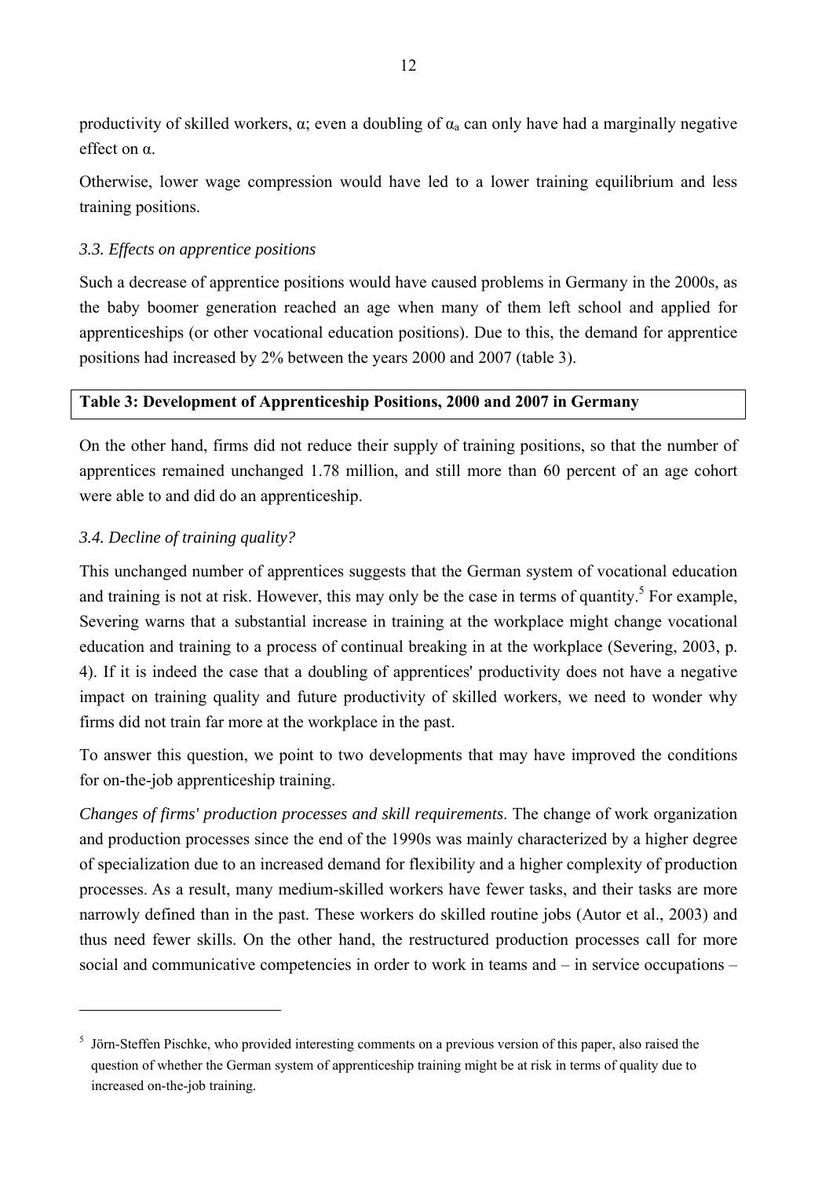productivity of skilled workers, $\alpha$; even a doubling of $\alpha_a$ can only have had a marginally negative effect on $\alpha$.

Otherwise, lower wage compression would have led to a lower training equilibrium and less training positions.

### *3.3. Effects on apprentice positions*

Such a decrease of apprentice positions would have caused problems in Germany in the 2000s, as the baby boomer generation reached an age when many of them left school and applied for apprenticeships (or other vocational education positions). Due to this, the demand for apprentice positions had increased by 2% between the years 2000 and 2007 (table 3).

**Table 3: Development of Apprenticeship Positions, 2000 and 2007 in Germany**

On the other hand, firms did not reduce their supply of training positions, so that the number of apprentices remained unchanged 1.78 million, and still more than 60 percent of an age cohort were able to and did do an apprenticeship.

### *3.4. Decline of training quality?*

This unchanged number of apprentices suggests that the German system of vocational education and training is not at risk. However, this may only be the case in terms of quantity.[5] For example, Severing warns that a substantial increase in training at the workplace might change vocational education and training to a process of continual breaking in at the workplace (Severing, 2003, p. 4). If it is indeed the case that a doubling of apprentices' productivity does not have a negative impact on training quality and future productivity of skilled workers, we need to wonder why firms did not train far more at the workplace in the past.

To answer this question, we point to two developments that may have improved the conditions for on-the-job apprenticeship training.

*Changes of firms' production processes and skill requirements*. The change of work organization and production processes since the end of the 1990s was mainly characterized by a higher degree of specialization due to an increased demand for flexibility and a higher complexity of production processes. As a result, many medium-skilled workers have fewer tasks, and their tasks are more narrowly defined than in the past. These workers do skilled routine jobs (Autor et al., 2003) and thus need fewer skills. On the other hand, the restructured production processes call for more social and communicative competencies in order to work in teams and – in service occupations –

---

[5] Jörn-Steffen Pischke, who provided interesting comments on a previous version of this paper, also raised the question of whether the German system of apprenticeship training might be at risk in terms of quality due to increased on-the-job training.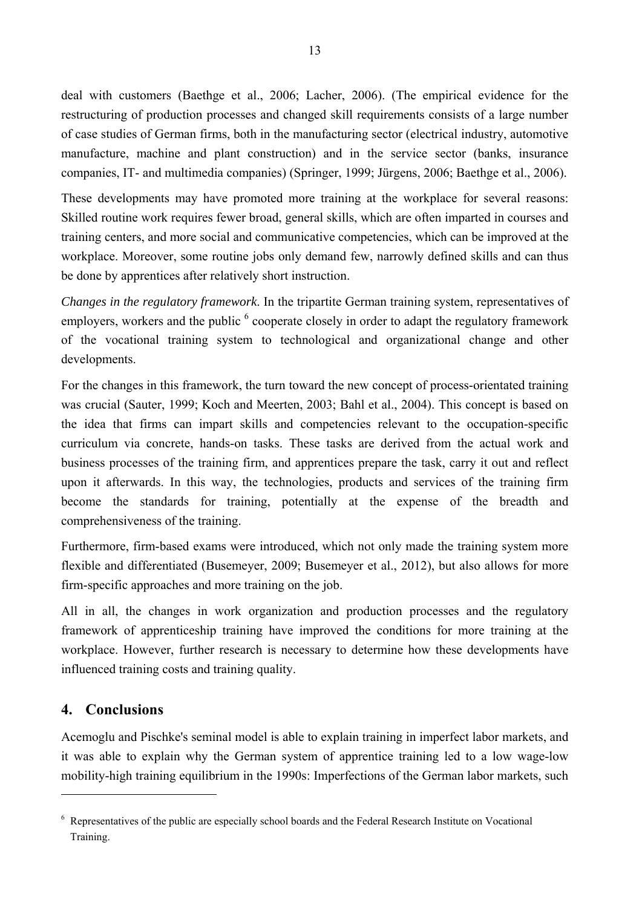deal with customers (Baethge et al., 2006; Lacher, 2006). (The empirical evidence for the restructuring of production processes and changed skill requirements consists of a large number of case studies of German firms, both in the manufacturing sector (electrical industry, automotive manufacture, machine and plant construction) and in the service sector (banks, insurance companies, IT- and multimedia companies) (Springer, 1999; Jürgens, 2006; Baethge et al., 2006).

These developments may have promoted more training at the workplace for several reasons: Skilled routine work requires fewer broad, general skills, which are often imparted in courses and training centers, and more social and communicative competencies, which can be improved at the workplace. Moreover, some routine jobs only demand few, narrowly defined skills and can thus be done by apprentices after relatively short instruction.

*Changes in the regulatory framework.* In the tripartite German training system, representatives of employers, workers and the public [6] cooperate closely in order to adapt the regulatory framework of the vocational training system to technological and organizational change and other developments.

For the changes in this framework, the turn toward the new concept of process-orientated training was crucial (Sauter, 1999; Koch and Meerten, 2003; Bahl et al., 2004). This concept is based on the idea that firms can impart skills and competencies relevant to the occupation-specific curriculum via concrete, hands-on tasks. These tasks are derived from the actual work and business processes of the training firm, and apprentices prepare the task, carry it out and reflect upon it afterwards. In this way, the technologies, products and services of the training firm become the standards for training, potentially at the expense of the breadth and comprehensiveness of the training.

Furthermore, firm-based exams were introduced, which not only made the training system more flexible and differentiated (Busemeyer, 2009; Busemeyer et al., 2012), but also allows for more firm-specific approaches and more training on the job.

All in all, the changes in work organization and production processes and the regulatory framework of apprenticeship training have improved the conditions for more training at the workplace. However, further research is necessary to determine how these developments have influenced training costs and training quality.

## 4. Conclusions

Acemoglu and Pischke's seminal model is able to explain training in imperfect labor markets, and it was able to explain why the German system of apprentice training led to a low wage-low mobility-high training equilibrium in the 1990s: Imperfections of the German labor markets, such

[6] Representatives of the public are especially school boards and the Federal Research Institute on Vocational Training.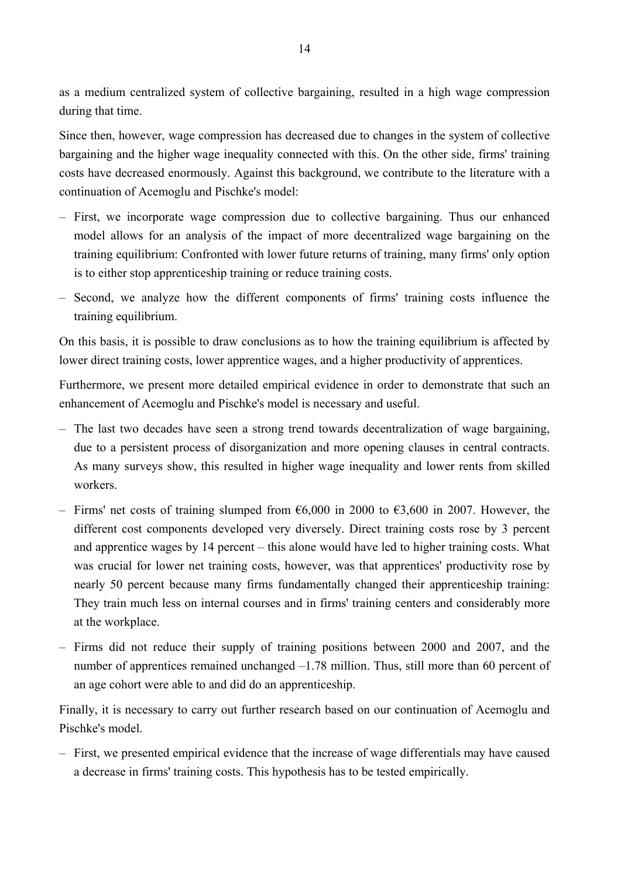as a medium centralized system of collective bargaining, resulted in a high wage compression during that time.

Since then, however, wage compression has decreased due to changes in the system of collective bargaining and the higher wage inequality connected with this. On the other side, firms' training costs have decreased enormously. Against this background, we contribute to the literature with a continuation of Acemoglu and Pischke's model:

– First, we incorporate wage compression due to collective bargaining. Thus our enhanced model allows for an analysis of the impact of more decentralized wage bargaining on the training equilibrium: Confronted with lower future returns of training, many firms' only option is to either stop apprenticeship training or reduce training costs.
– Second, we analyze how the different components of firms' training costs influence the training equilibrium.

On this basis, it is possible to draw conclusions as to how the training equilibrium is affected by lower direct training costs, lower apprentice wages, and a higher productivity of apprentices.

Furthermore, we present more detailed empirical evidence in order to demonstrate that such an enhancement of Acemoglu and Pischke's model is necessary and useful.

– The last two decades have seen a strong trend towards decentralization of wage bargaining, due to a persistent process of disorganization and more opening clauses in central contracts. As many surveys show, this resulted in higher wage inequality and lower rents from skilled workers.
– Firms' net costs of training slumped from €6,000 in 2000 to €3,600 in 2007. However, the different cost components developed very diversely. Direct training costs rose by 3 percent and apprentice wages by 14 percent – this alone would have led to higher training costs. What was crucial for lower net training costs, however, was that apprentices' productivity rose by nearly 50 percent because many firms fundamentally changed their apprenticeship training: They train much less on internal courses and in firms' training centers and considerably more at the workplace.
– Firms did not reduce their supply of training positions between 2000 and 2007, and the number of apprentices remained unchanged –1.78 million. Thus, still more than 60 percent of an age cohort were able to and did do an apprenticeship.

Finally, it is necessary to carry out further research based on our continuation of Acemoglu and Pischke's model.

– First, we presented empirical evidence that the increase of wage differentials may have caused a decrease in firms' training costs. This hypothesis has to be tested empirically.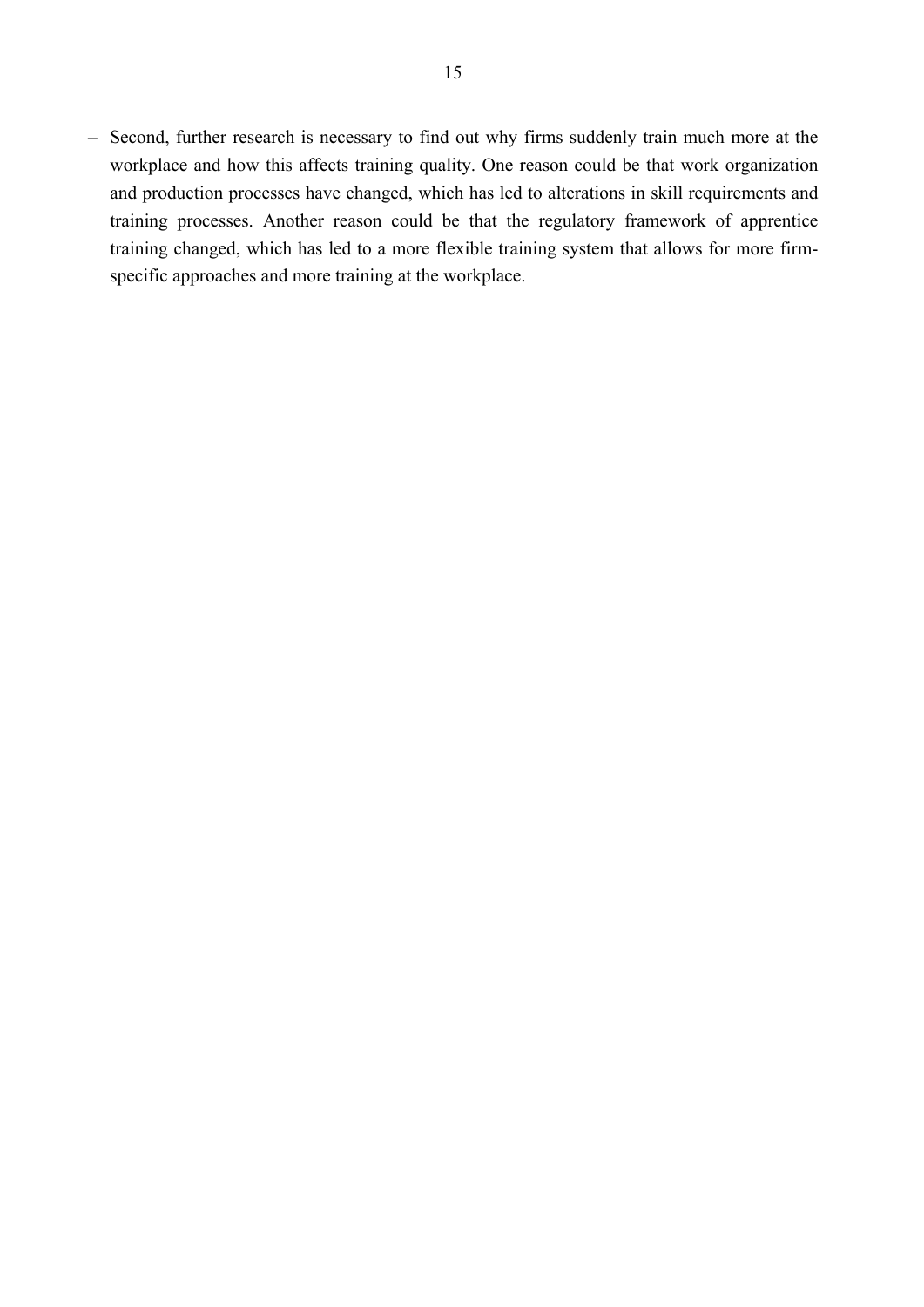– Second, further research is necessary to find out why firms suddenly train much more at the workplace and how this affects training quality. One reason could be that work organization and production processes have changed, which has led to alterations in skill requirements and training processes. Another reason could be that the regulatory framework of apprentice training changed, which has led to a more flexible training system that allows for more firm-specific approaches and more training at the workplace.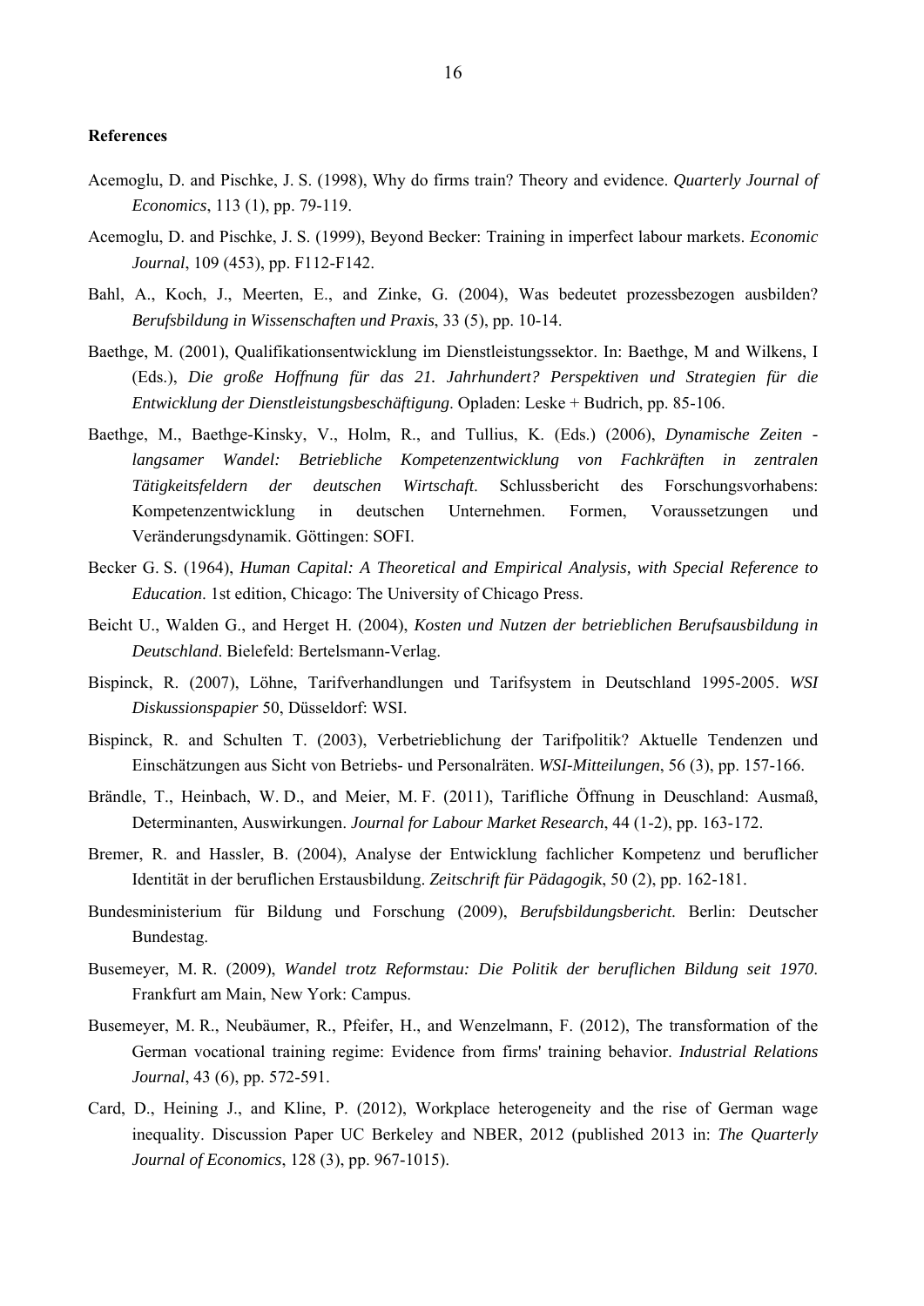**References**

Acemoglu, D. and Pischke, J. S. (1998), Why do firms train? Theory and evidence. *Quarterly Journal of Economics*, 113 (1), pp. 79-119.

Acemoglu, D. and Pischke, J. S. (1999), Beyond Becker: Training in imperfect labour markets. *Economic Journal*, 109 (453), pp. F112-F142.

Bahl, A., Koch, J., Meerten, E., and Zinke, G. (2004), Was bedeutet prozessbezogen ausbilden? *Berufsbildung in Wissenschaften und Praxis*, 33 (5), pp. 10-14.

Baethge, M. (2001), Qualifikationsentwicklung im Dienstleistungssektor. In: Baethge, M and Wilkens, I (Eds.), *Die große Hoffnung für das 21. Jahrhundert? Perspektiven und Strategien für die Entwicklung der Dienstleistungsbeschäftigung*. Opladen: Leske + Budrich, pp. 85-106.

Baethge, M., Baethge-Kinsky, V., Holm, R., and Tullius, K. (Eds.) (2006), *Dynamische Zeiten - langsamer Wandel: Betriebliche Kompetenzentwicklung von Fachkräften in zentralen Tätigkeitsfeldern der deutschen Wirtschaft*. Schlussbericht des Forschungsvorhabens: Kompetenzentwicklung in deutschen Unternehmen. Formen, Voraussetzungen und Veränderungsdynamik. Göttingen: SOFI.

Becker G. S. (1964), *Human Capital: A Theoretical and Empirical Analysis, with Special Reference to Education*. 1st edition, Chicago: The University of Chicago Press.

Beicht U., Walden G., and Herget H. (2004), *Kosten und Nutzen der betrieblichen Berufsausbildung in Deutschland*. Bielefeld: Bertelsmann-Verlag.

Bispinck, R. (2007), Löhne, Tarifverhandlungen und Tarifsystem in Deutschland 1995-2005. *WSI Diskussionspapier* 50, Düsseldorf: WSI.

Bispinck, R. and Schulten T. (2003), Verbetrieblichung der Tarifpolitik? Aktuelle Tendenzen und Einschätzungen aus Sicht von Betriebs- und Personalräten. *WSI-Mitteilungen*, 56 (3), pp. 157-166.

Brändle, T., Heinbach, W. D., and Meier, M. F. (2011), Tarifliche Öffnung in Deuschland: Ausmaß, Determinanten, Auswirkungen. *Journal for Labour Market Research*, 44 (1-2), pp. 163-172.

Bremer, R. and Hassler, B. (2004), Analyse der Entwicklung fachlicher Kompetenz und beruflicher Identität in der beruflichen Erstausbildung. *Zeitschrift für Pädagogik*, 50 (2), pp. 162-181.

Bundesministerium für Bildung und Forschung (2009), *Berufsbildungsbericht*. Berlin: Deutscher Bundestag.

Busemeyer, M. R. (2009), *Wandel trotz Reformstau: Die Politik der beruflichen Bildung seit 1970*. Frankfurt am Main, New York: Campus.

Busemeyer, M. R., Neubäumer, R., Pfeifer, H., and Wenzelmann, F. (2012), The transformation of the German vocational training regime: Evidence from firms' training behavior. *Industrial Relations Journal*, 43 (6), pp. 572-591.

Card, D., Heining J., and Kline, P. (2012), Workplace heterogeneity and the rise of German wage inequality. Discussion Paper UC Berkeley and NBER, 2012 (published 2013 in: *The Quarterly Journal of Economics*, 128 (3), pp. 967-1015).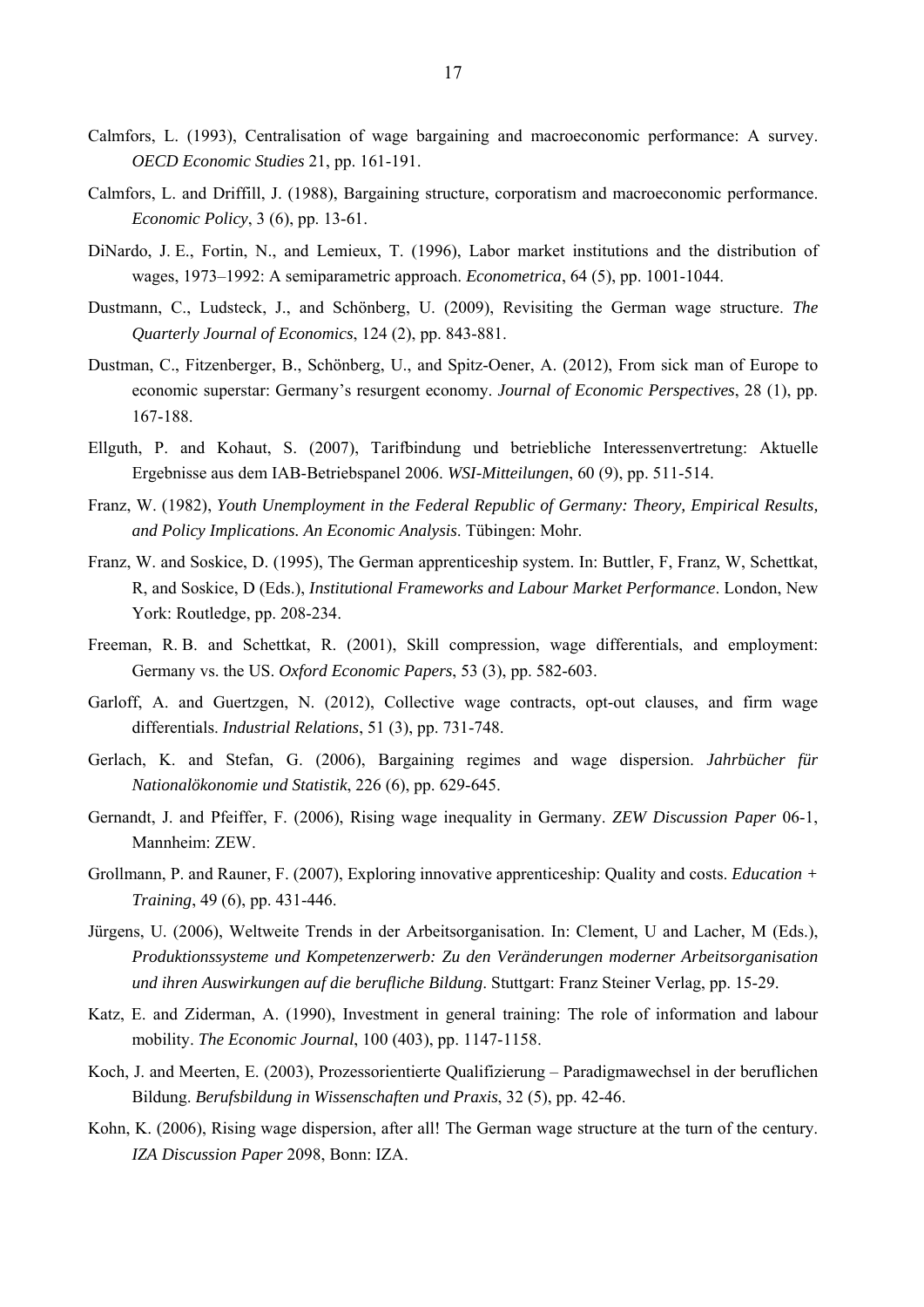Calmfors, L. (1993), Centralisation of wage bargaining and macroeconomic performance: A survey. *OECD Economic Studies* 21, pp. 161-191.

Calmfors, L. and Driffill, J. (1988), Bargaining structure, corporatism and macroeconomic performance. *Economic Policy*, 3 (6), pp. 13-61.

DiNardo, J. E., Fortin, N., and Lemieux, T. (1996), Labor market institutions and the distribution of wages, 1973–1992: A semiparametric approach. *Econometrica*, 64 (5), pp. 1001-1044.

Dustmann, C., Ludsteck, J., and Schönberg, U. (2009), Revisiting the German wage structure. *The Quarterly Journal of Economics*, 124 (2), pp. 843-881.

Dustman, C., Fitzenberger, B., Schönberg, U., and Spitz-Oener, A. (2012), From sick man of Europe to economic superstar: Germany's resurgent economy. *Journal of Economic Perspectives*, 28 (1), pp. 167-188.

Ellguth, P. and Kohaut, S. (2007), Tarifbindung und betriebliche Interessenvertretung: Aktuelle Ergebnisse aus dem IAB-Betriebspanel 2006. *WSI-Mitteilungen*, 60 (9), pp. 511-514.

Franz, W. (1982), *Youth Unemployment in the Federal Republic of Germany: Theory, Empirical Results, and Policy Implications. An Economic Analysis*. Tübingen: Mohr.

Franz, W. and Soskice, D. (1995), The German apprenticeship system. In: Buttler, F, Franz, W, Schettkat, R, and Soskice, D (Eds.), *Institutional Frameworks and Labour Market Performance*. London, New York: Routledge, pp. 208-234.

Freeman, R. B. and Schettkat, R. (2001), Skill compression, wage differentials, and employment: Germany vs. the US. *Oxford Economic Papers*, 53 (3), pp. 582-603.

Garloff, A. and Guertzgen, N. (2012), Collective wage contracts, opt-out clauses, and firm wage differentials. *Industrial Relations*, 51 (3), pp. 731-748.

Gerlach, K. and Stefan, G. (2006), Bargaining regimes and wage dispersion. *Jahrbücher für Nationalökonomie und Statistik*, 226 (6), pp. 629-645.

Gernandt, J. and Pfeiffer, F. (2006), Rising wage inequality in Germany. *ZEW Discussion Paper* 06-1, Mannheim: ZEW.

Grollmann, P. and Rauner, F. (2007), Exploring innovative apprenticeship: Quality and costs. *Education + Training*, 49 (6), pp. 431-446.

Jürgens, U. (2006), Weltweite Trends in der Arbeitsorganisation. In: Clement, U and Lacher, M (Eds.), *Produktionssysteme und Kompetenzerwerb: Zu den Veränderungen moderner Arbeitsorganisation und ihren Auswirkungen auf die berufliche Bildung*. Stuttgart: Franz Steiner Verlag, pp. 15-29.

Katz, E. and Ziderman, A. (1990), Investment in general training: The role of information and labour mobility. *The Economic Journal*, 100 (403), pp. 1147-1158.

Koch, J. and Meerten, E. (2003), Prozessorientierte Qualifizierung – Paradigmawechsel in der beruflichen Bildung. *Berufsbildung in Wissenschaften und Praxis*, 32 (5), pp. 42-46.

Kohn, K. (2006), Rising wage dispersion, after all! The German wage structure at the turn of the century. *IZA Discussion Paper* 2098, Bonn: IZA.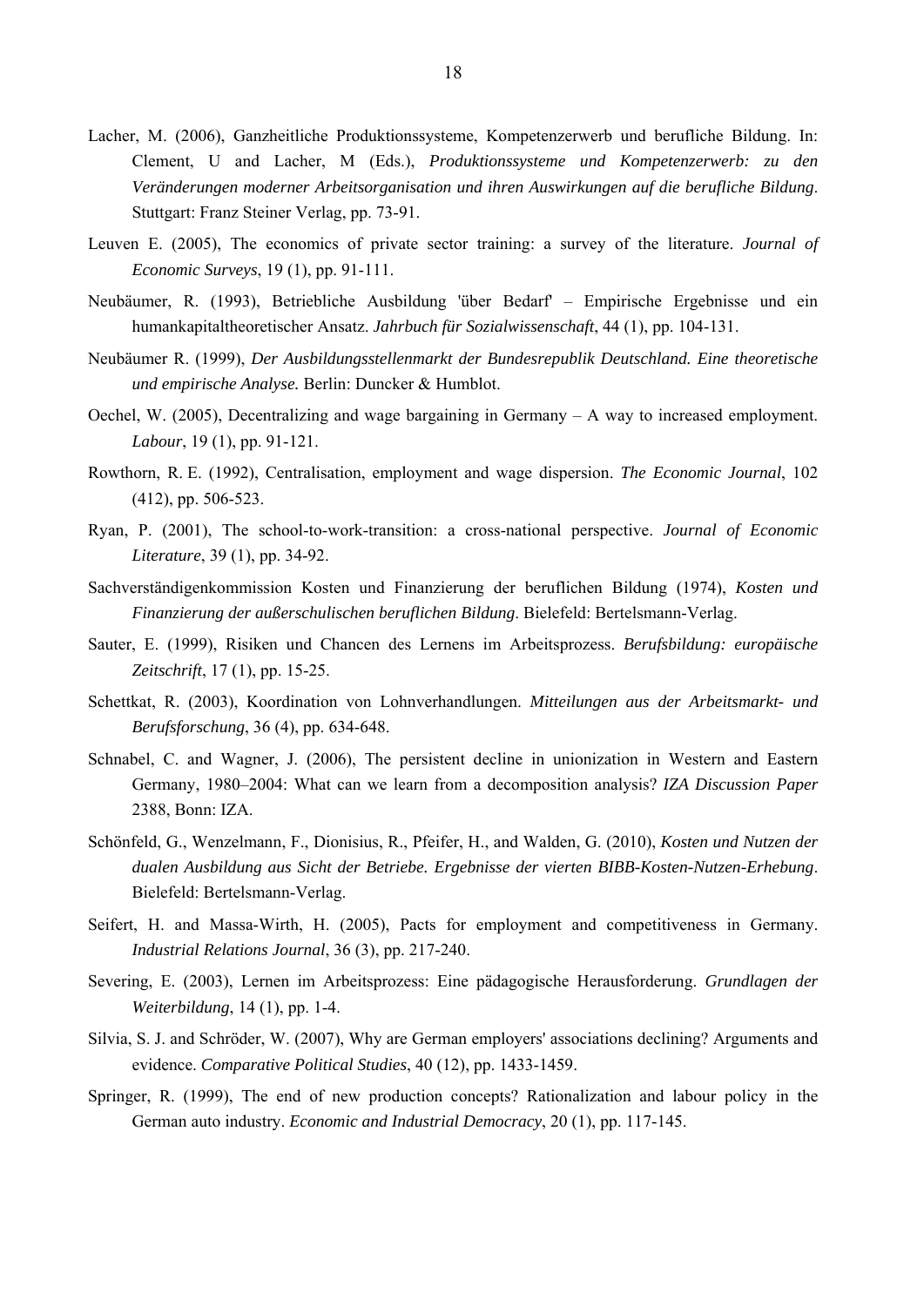Lacher, M. (2006), Ganzheitliche Produktionssysteme, Kompetenzerwerb und berufliche Bildung. In: Clement, U and Lacher, M (Eds.), *Produktionssysteme und Kompetenzerwerb: zu den Veränderungen moderner Arbeitsorganisation und ihren Auswirkungen auf die berufliche Bildung*. Stuttgart: Franz Steiner Verlag, pp. 73-91.

Leuven E. (2005), The economics of private sector training: a survey of the literature. *Journal of Economic Surveys*, 19 (1), pp. 91-111.

Neubäumer, R. (1993), Betriebliche Ausbildung 'über Bedarf' – Empirische Ergebnisse und ein humankapitaltheoretischer Ansatz. *Jahrbuch für Sozialwissenschaft*, 44 (1), pp. 104-131.

Neubäumer R. (1999), *Der Ausbildungsstellenmarkt der Bundesrepublik Deutschland. Eine theoretische und empirische Analyse.* Berlin: Duncker & Humblot.

Oechel, W. (2005), Decentralizing and wage bargaining in Germany – A way to increased employment. *Labour*, 19 (1), pp. 91-121.

Rowthorn, R. E. (1992), Centralisation, employment and wage dispersion. *The Economic Journal*, 102 (412), pp. 506-523.

Ryan, P. (2001), The school-to-work-transition: a cross-national perspective. *Journal of Economic Literature*, 39 (1), pp. 34-92.

Sachverständigenkommission Kosten und Finanzierung der beruflichen Bildung (1974), *Kosten und Finanzierung der außerschulischen beruflichen Bildung*. Bielefeld: Bertelsmann-Verlag.

Sauter, E. (1999), Risiken und Chancen des Lernens im Arbeitsprozess. *Berufsbildung: europäische Zeitschrift*, 17 (1), pp. 15-25.

Schettkat, R. (2003), Koordination von Lohnverhandlungen. *Mitteilungen aus der Arbeitsmarkt- und Berufsforschung*, 36 (4), pp. 634-648.

Schnabel, C. and Wagner, J. (2006), The persistent decline in unionization in Western and Eastern Germany, 1980–2004: What can we learn from a decomposition analysis? *IZA Discussion Paper* 2388, Bonn: IZA.

Schönfeld, G., Wenzelmann, F., Dionisius, R., Pfeifer, H., and Walden, G. (2010), *Kosten und Nutzen der dualen Ausbildung aus Sicht der Betriebe. Ergebnisse der vierten BIBB-Kosten-Nutzen-Erhebung*. Bielefeld: Bertelsmann-Verlag.

Seifert, H. and Massa-Wirth, H. (2005), Pacts for employment and competitiveness in Germany. *Industrial Relations Journal*, 36 (3), pp. 217-240.

Severing, E. (2003), Lernen im Arbeitsprozess: Eine pädagogische Herausforderung. *Grundlagen der Weiterbildung*, 14 (1), pp. 1-4.

Silvia, S. J. and Schröder, W. (2007), Why are German employers' associations declining? Arguments and evidence. *Comparative Political Studies*, 40 (12), pp. 1433-1459.

Springer, R. (1999), The end of new production concepts? Rationalization and labour policy in the German auto industry. *Economic and Industrial Democracy*, 20 (1), pp. 117-145.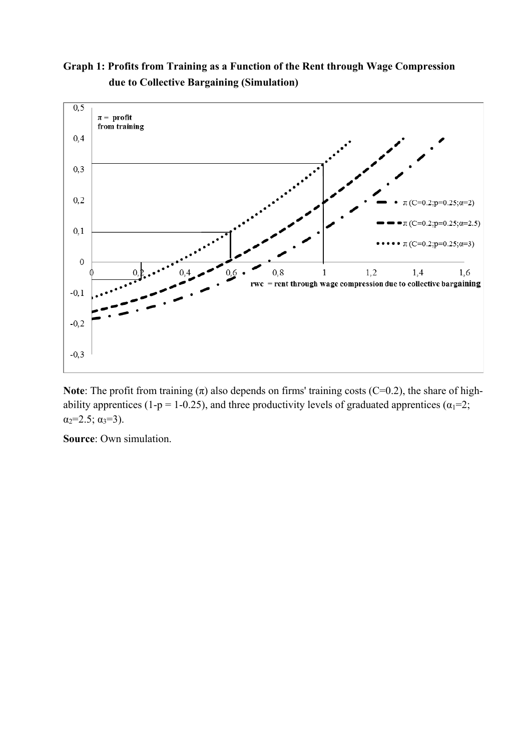**Graph 1: Profits from Training as a Function of the Rent through Wage Compression due to Collective Bargaining (Simulation)**

**Note**: The profit from training ($\pi$) also depends on firms' training costs (C=0.2), the share of high-ability apprentices (1-p = 1-0.25), and three productivity levels of graduated apprentices ($\alpha_1$=2; $\alpha_2$=2.5; $\alpha_3$=3).

**Source**: Own simulation.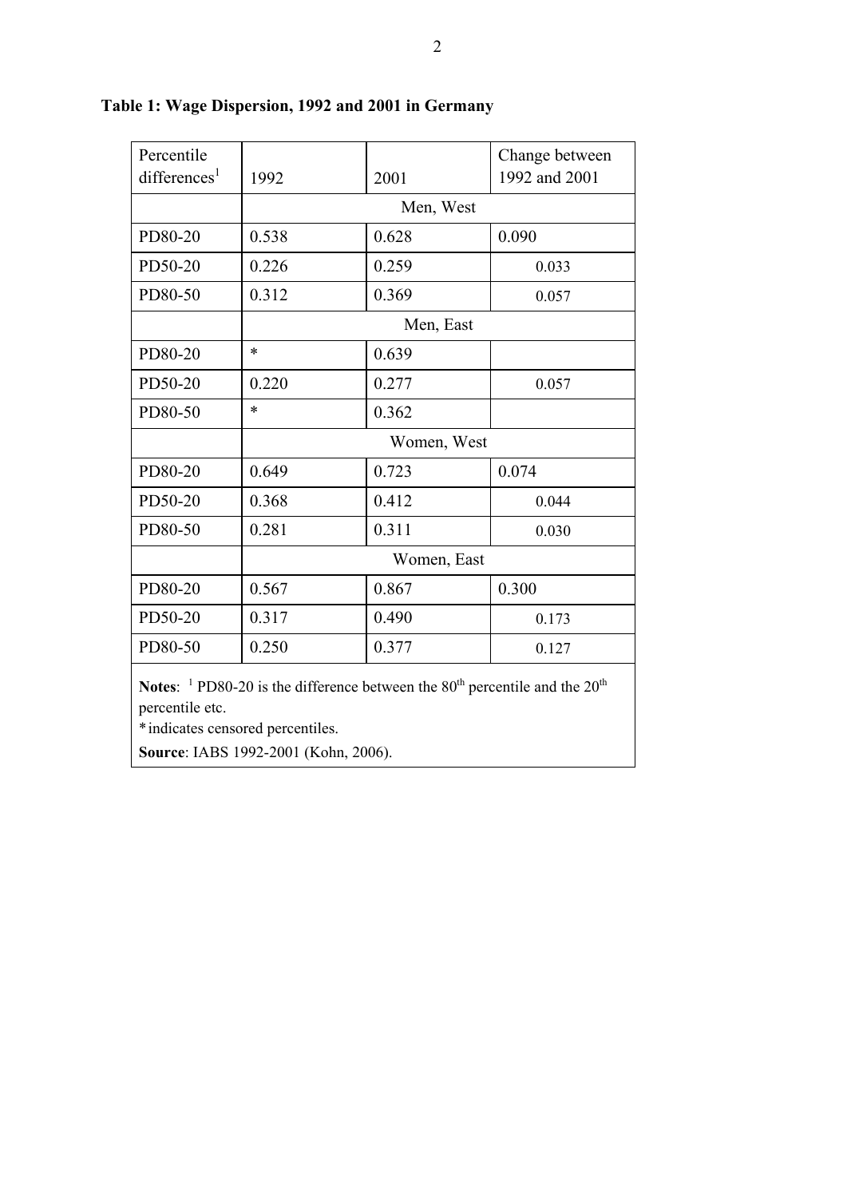**Table 1: Wage Dispersion, 1992 and 2001 in Germany**

| Percentile differences[1] | 1992 | 2001 | Change between 1992 and 2001 |
|---|---|---|---|
| | Men, West | | |
| PD80-20 | 0.538 | 0.628 | 0.090 |
| PD50-20 | 0.226 | 0.259 | 0.033 |
| PD80-50 | 0.312 | 0.369 | 0.057 |
| | Men, East | | |
| PD80-20 | * | 0.639 | |
| PD50-20 | 0.220 | 0.277 | 0.057 |
| PD80-50 | * | 0.362 | |
| | Women, West | | |
| PD80-20 | 0.649 | 0.723 | 0.074 |
| PD50-20 | 0.368 | 0.412 | 0.044 |
| PD80-50 | 0.281 | 0.311 | 0.030 |
| | Women, East | | |
| PD80-20 | 0.567 | 0.867 | 0.300 |
| PD50-20 | 0.317 | 0.490 | 0.173 |
| PD80-50 | 0.250 | 0.377 | 0.127 |

**Notes**: [1] PD80-20 is the difference between the 80th percentile and the 20th percentile etc.

* indicates censored percentiles.

**Source**: IABS 1992-2001 (Kohn, 2006).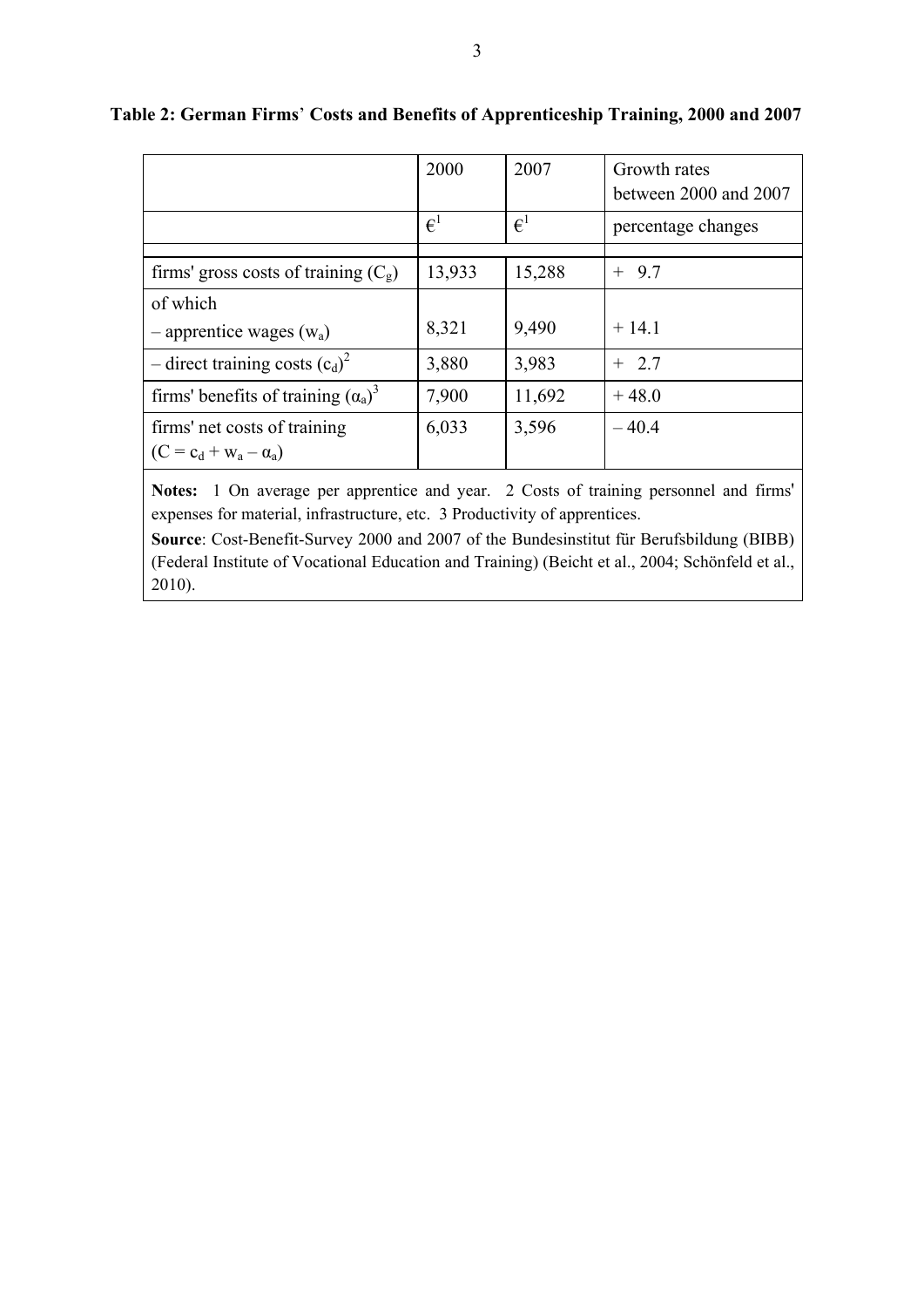**Table 2: German Firms' Costs and Benefits of Apprenticeship Training, 2000 and 2007**

| | 2000 | 2007 | Growth rates between 2000 and 2007 |
|---|---|---|---|
| | €[1] | €[1] | percentage changes |
| firms' gross costs of training ($C_g$) | 13,933 | 15,288 | + 9.7 |
| of which – apprentice wages ($w_a$) | 8,321 | 9,490 | + 14.1 |
| – direct training costs ($c_d$)[2] | 3,880 | 3,983 | + 2.7 |
| firms' benefits of training ($\alpha_a$)[3] | 7,900 | 11,692 | + 48.0 |
| firms' net costs of training ($C = c_d + w_a - \alpha_a$) | 6,033 | 3,596 | – 40.4 |

**Notes:** 1 On average per apprentice and year. 2 Costs of training personnel and firms' expenses for material, infrastructure, etc. 3 Productivity of apprentices.

**Source**: Cost-Benefit-Survey 2000 and 2007 of the Bundesinstitut für Berufsbildung (BIBB) (Federal Institute of Vocational Education and Training) (Beicht et al., 2004; Schönfeld et al., 2010).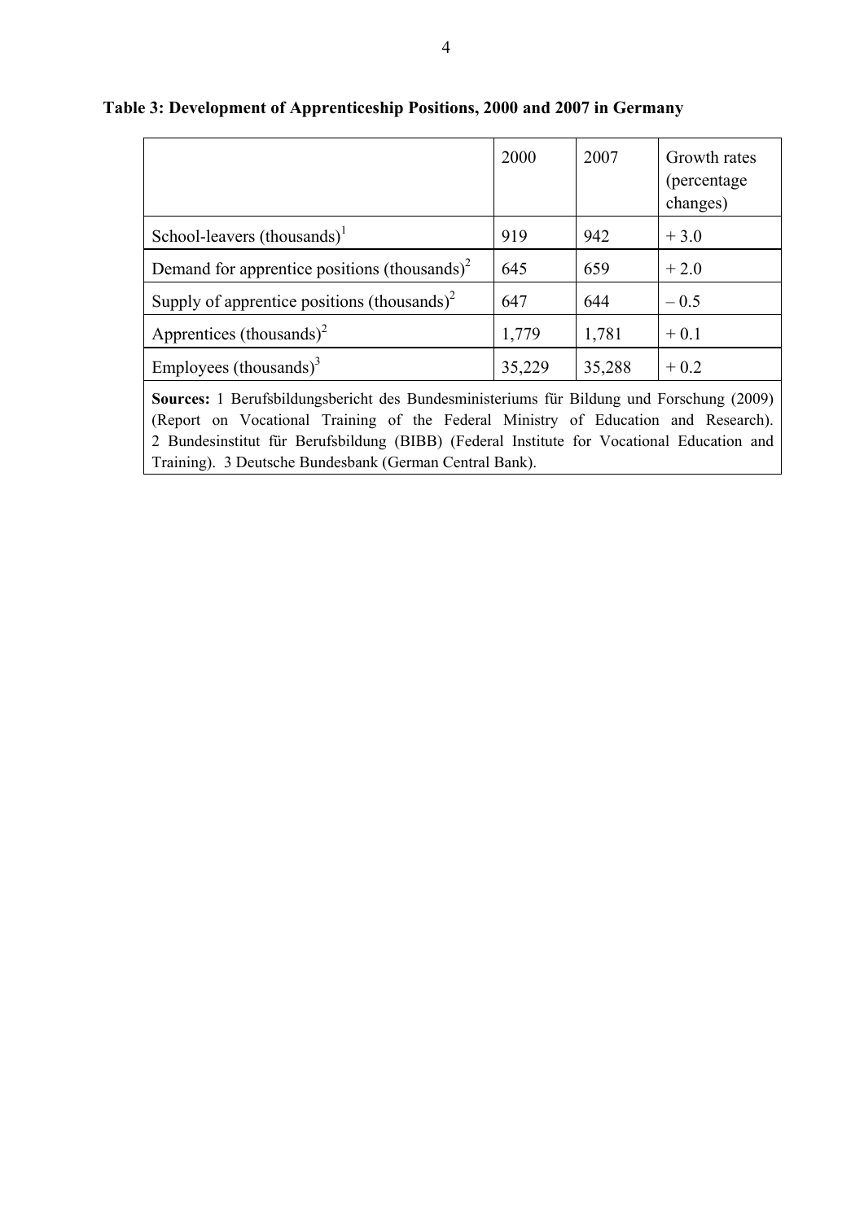**Table 3: Development of Apprenticeship Positions, 2000 and 2007 in Germany**

| | 2000 | 2007 | Growth rates (percentage changes) |
|---|---|---|---|
| School-leavers (thousands)[1] | 919 | 942 | + 3.0 |
| Demand for apprentice positions (thousands)[2] | 645 | 659 | + 2.0 |
| Supply of apprentice positions (thousands)[2] | 647 | 644 | – 0.5 |
| Apprentices (thousands)[2] | 1,779 | 1,781 | + 0.1 |
| Employees (thousands)[3] | 35,229 | 35,288 | + 0.2 |

**Sources:** 1 Berufsbildungsbericht des Bundesministeriums für Bildung und Forschung (2009) (Report on Vocational Training of the Federal Ministry of Education and Research). 2 Bundesinstitut für Berufsbildung (BIBB) (Federal Institute for Vocational Education and Training). 3 Deutsche Bundesbank (German Central Bank).